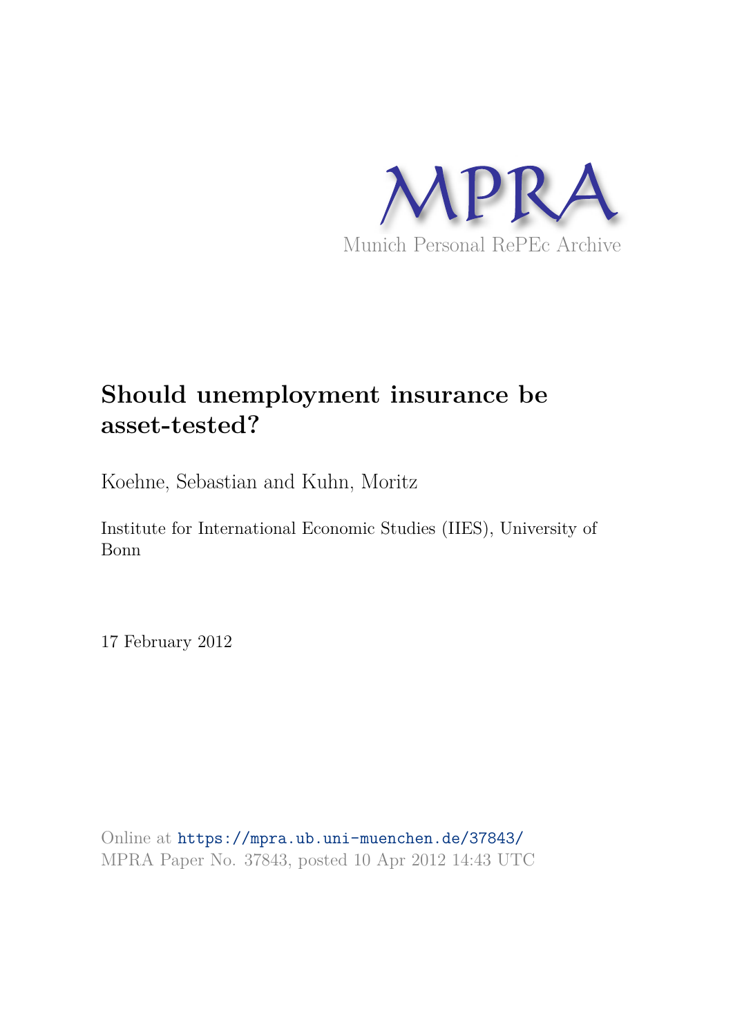MPRA

Munich Personal RePEc Archive

# Should unemployment insurance be asset-tested?

Koehne, Sebastian and Kuhn, Moritz

Institute for International Economic Studies (IIES), University of Bonn

17 February 2012

Online at https://mpra.ub.uni-muenchen.de/37843/
MPRA Paper No. 37843, posted 10 Apr 2012 14:43 UTC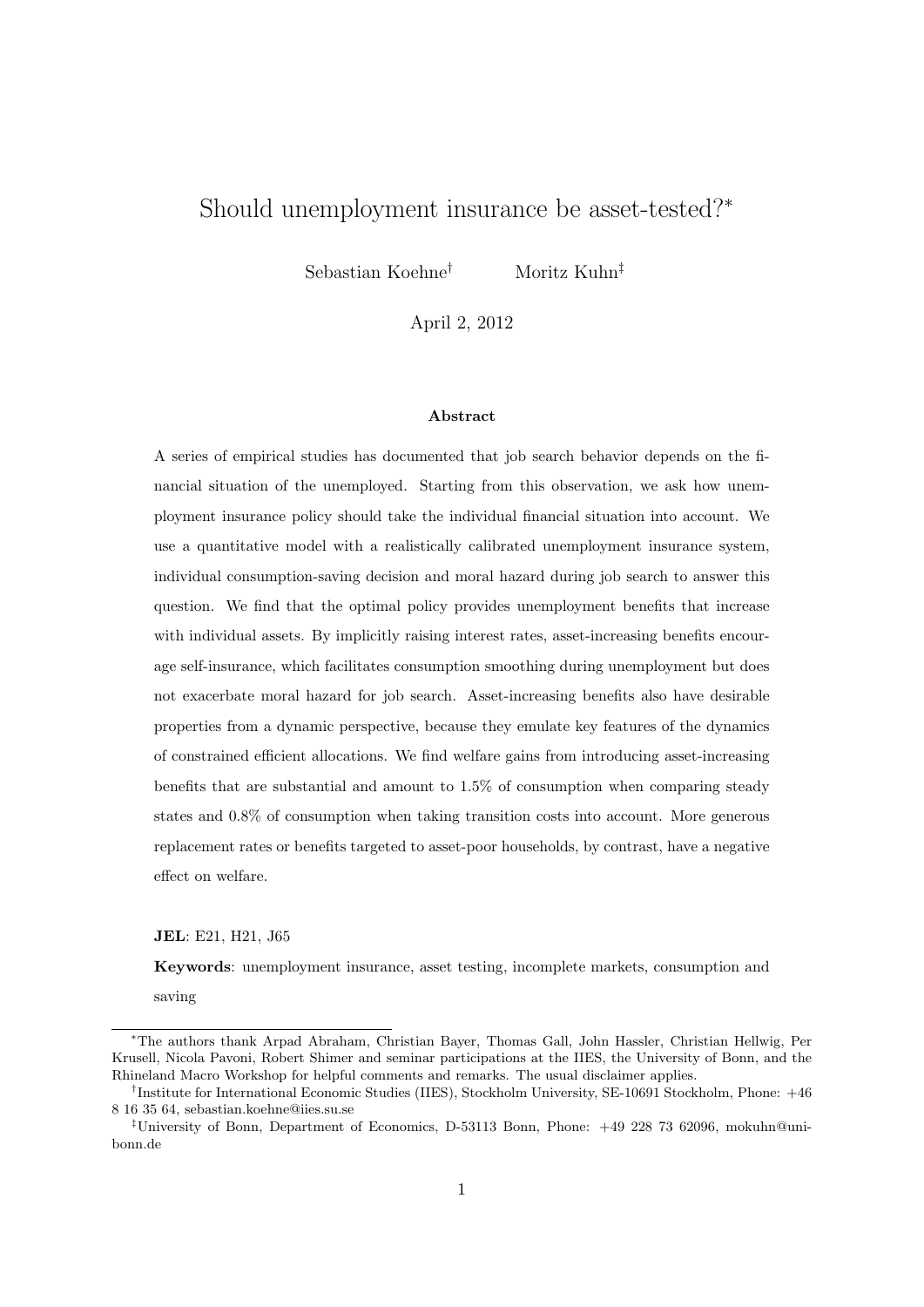# Should unemployment insurance be asset-tested?[*]

Sebastian Koehne[†] Moritz Kuhn[‡]

April 2, 2012

**Abstract**

A series of empirical studies has documented that job search behavior depends on the financial situation of the unemployed. Starting from this observation, we ask how unemployment insurance policy should take the individual financial situation into account. We use a quantitative model with a realistically calibrated unemployment insurance system, individual consumption-saving decision and moral hazard during job search to answer this question. We find that the optimal policy provides unemployment benefits that increase with individual assets. By implicitly raising interest rates, asset-increasing benefits encourage self-insurance, which facilitates consumption smoothing during unemployment but does not exacerbate moral hazard for job search. Asset-increasing benefits also have desirable properties from a dynamic perspective, because they emulate key features of the dynamics of constrained efficient allocations. We find welfare gains from introducing asset-increasing benefits that are substantial and amount to 1.5% of consumption when comparing steady states and 0.8% of consumption when taking transition costs into account. More generous replacement rates or benefits targeted to asset-poor households, by contrast, have a negative effect on welfare.

**JEL**: E21, H21, J65

**Keywords**: unemployment insurance, asset testing, incomplete markets, consumption and saving

---

[*] The authors thank Arpad Abraham, Christian Bayer, Thomas Gall, John Hassler, Christian Hellwig, Per Krusell, Nicola Pavoni, Robert Shimer and seminar participations at the IIES, the University of Bonn, and the Rhineland Macro Workshop for helpful comments and remarks. The usual disclaimer applies.

[†] Institute for International Economic Studies (IIES), Stockholm University, SE-10691 Stockholm, Phone: +46 8 16 35 64, sebastian.koehne@iies.su.se

[‡] University of Bonn, Department of Economics, D-53113 Bonn, Phone: +49 228 73 62096, mokuhn@uni-bonn.de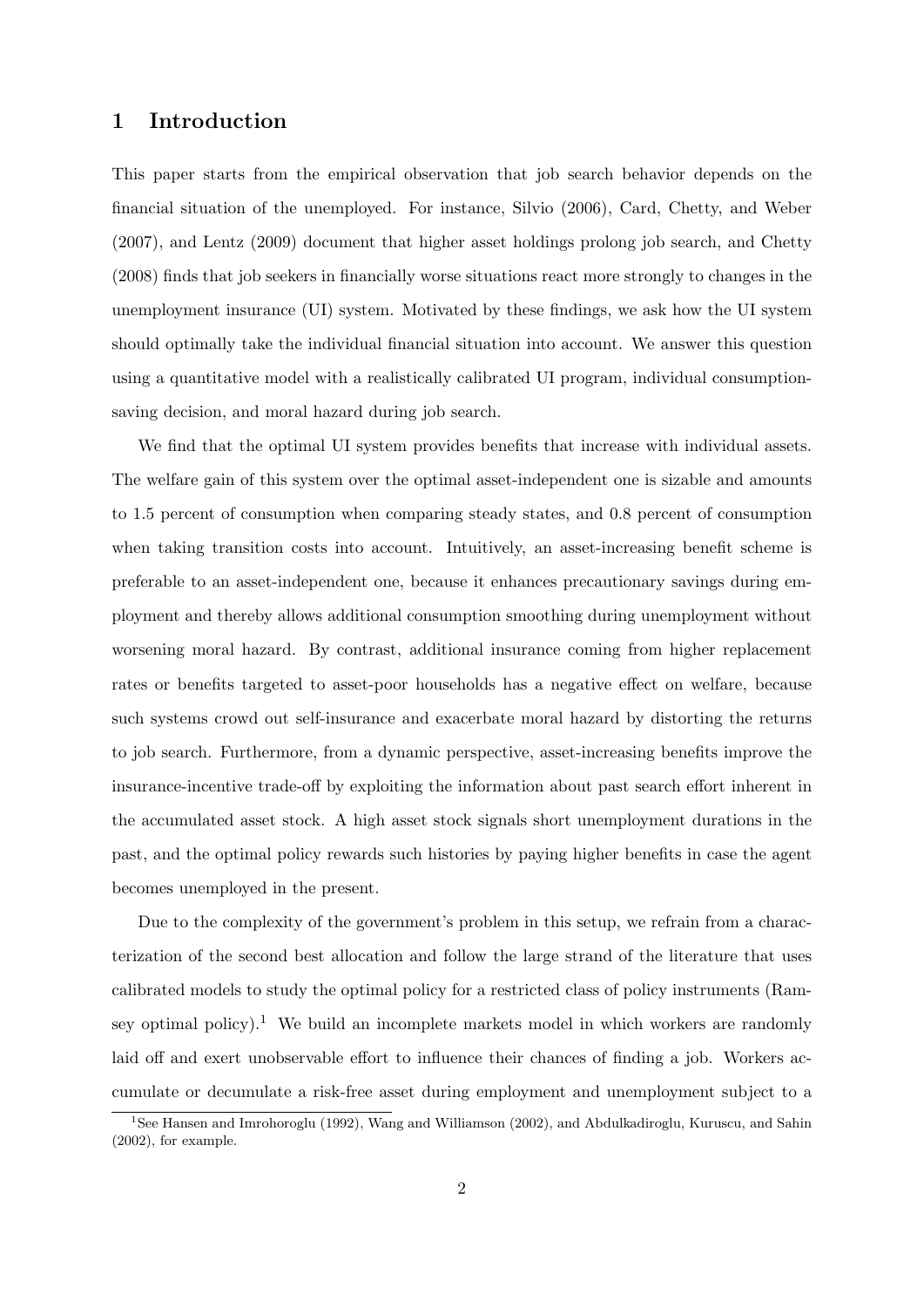# 1 Introduction

This paper starts from the empirical observation that job search behavior depends on the financial situation of the unemployed. For instance, Silvio (2006), Card, Chetty, and Weber (2007), and Lentz (2009) document that higher asset holdings prolong job search, and Chetty (2008) finds that job seekers in financially worse situations react more strongly to changes in the unemployment insurance (UI) system. Motivated by these findings, we ask how the UI system should optimally take the individual financial situation into account. We answer this question using a quantitative model with a realistically calibrated UI program, individual consumption-saving decision, and moral hazard during job search.

We find that the optimal UI system provides benefits that increase with individual assets. The welfare gain of this system over the optimal asset-independent one is sizable and amounts to 1.5 percent of consumption when comparing steady states, and 0.8 percent of consumption when taking transition costs into account. Intuitively, an asset-increasing benefit scheme is preferable to an asset-independent one, because it enhances precautionary savings during employment and thereby allows additional consumption smoothing during unemployment without worsening moral hazard. By contrast, additional insurance coming from higher replacement rates or benefits targeted to asset-poor households has a negative effect on welfare, because such systems crowd out self-insurance and exacerbate moral hazard by distorting the returns to job search. Furthermore, from a dynamic perspective, asset-increasing benefits improve the insurance-incentive trade-off by exploiting the information about past search effort inherent in the accumulated asset stock. A high asset stock signals short unemployment durations in the past, and the optimal policy rewards such histories by paying higher benefits in case the agent becomes unemployed in the present.

Due to the complexity of the government's problem in this setup, we refrain from a characterization of the second best allocation and follow the large strand of the literature that uses calibrated models to study the optimal policy for a restricted class of policy instruments (Ramsey optimal policy).[1] We build an incomplete markets model in which workers are randomly laid off and exert unobservable effort to influence their chances of finding a job. Workers accumulate or decumulate a risk-free asset during employment and unemployment subject to a

[1] See Hansen and Imrohoroglu (1992), Wang and Williamson (2002), and Abdulkadiroglu, Kuruscu, and Sahin (2002), for example.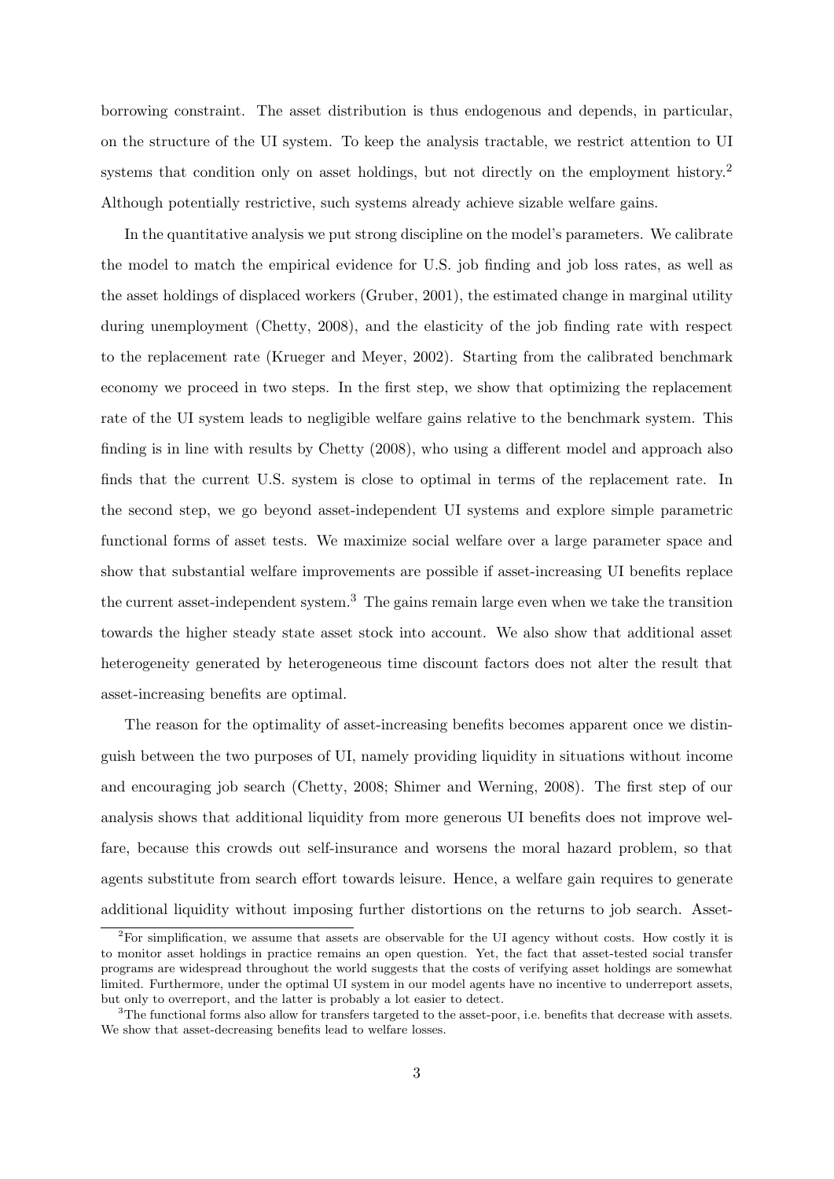borrowing constraint. The asset distribution is thus endogenous and depends, in particular, on the structure of the UI system. To keep the analysis tractable, we restrict attention to UI systems that condition only on asset holdings, but not directly on the employment history.[2] Although potentially restrictive, such systems already achieve sizable welfare gains.

In the quantitative analysis we put strong discipline on the model's parameters. We calibrate the model to match the empirical evidence for U.S. job finding and job loss rates, as well as the asset holdings of displaced workers (Gruber, 2001), the estimated change in marginal utility during unemployment (Chetty, 2008), and the elasticity of the job finding rate with respect to the replacement rate (Krueger and Meyer, 2002). Starting from the calibrated benchmark economy we proceed in two steps. In the first step, we show that optimizing the replacement rate of the UI system leads to negligible welfare gains relative to the benchmark system. This finding is in line with results by Chetty (2008), who using a different model and approach also finds that the current U.S. system is close to optimal in terms of the replacement rate. In the second step, we go beyond asset-independent UI systems and explore simple parametric functional forms of asset tests. We maximize social welfare over a large parameter space and show that substantial welfare improvements are possible if asset-increasing UI benefits replace the current asset-independent system.[3] The gains remain large even when we take the transition towards the higher steady state asset stock into account. We also show that additional asset heterogeneity generated by heterogeneous time discount factors does not alter the result that asset-increasing benefits are optimal.

The reason for the optimality of asset-increasing benefits becomes apparent once we distinguish between the two purposes of UI, namely providing liquidity in situations without income and encouraging job search (Chetty, 2008; Shimer and Werning, 2008). The first step of our analysis shows that additional liquidity from more generous UI benefits does not improve welfare, because this crowds out self-insurance and worsens the moral hazard problem, so that agents substitute from search effort towards leisure. Hence, a welfare gain requires to generate additional liquidity without imposing further distortions on the returns to job search. Asset-

[2] For simplification, we assume that assets are observable for the UI agency without costs. How costly it is to monitor asset holdings in practice remains an open question. Yet, the fact that asset-tested social transfer programs are widespread throughout the world suggests that the costs of verifying asset holdings are somewhat limited. Furthermore, under the optimal UI system in our model agents have no incentive to underreport assets, but only to overreport, and the latter is probably a lot easier to detect.

[3] The functional forms also allow for transfers targeted to the asset-poor, i.e. benefits that decrease with assets. We show that asset-decreasing benefits lead to welfare losses.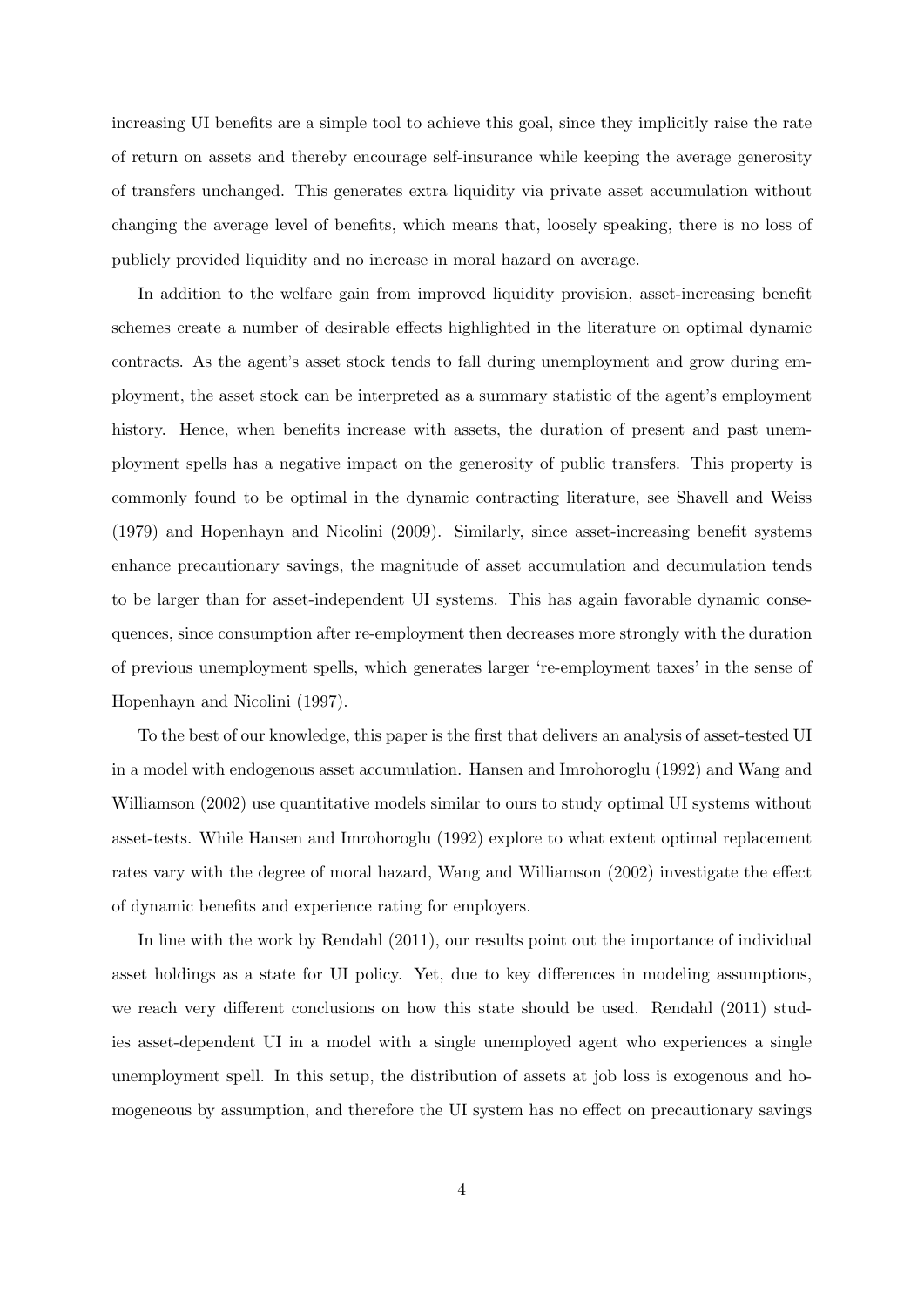increasing UI benefits are a simple tool to achieve this goal, since they implicitly raise the rate of return on assets and thereby encourage self-insurance while keeping the average generosity of transfers unchanged. This generates extra liquidity via private asset accumulation without changing the average level of benefits, which means that, loosely speaking, there is no loss of publicly provided liquidity and no increase in moral hazard on average.

In addition to the welfare gain from improved liquidity provision, asset-increasing benefit schemes create a number of desirable effects highlighted in the literature on optimal dynamic contracts. As the agent's asset stock tends to fall during unemployment and grow during employment, the asset stock can be interpreted as a summary statistic of the agent's employment history. Hence, when benefits increase with assets, the duration of present and past unemployment spells has a negative impact on the generosity of public transfers. This property is commonly found to be optimal in the dynamic contracting literature, see Shavell and Weiss (1979) and Hopenhayn and Nicolini (2009). Similarly, since asset-increasing benefit systems enhance precautionary savings, the magnitude of asset accumulation and decumulation tends to be larger than for asset-independent UI systems. This has again favorable dynamic consequences, since consumption after re-employment then decreases more strongly with the duration of previous unemployment spells, which generates larger 're-employment taxes' in the sense of Hopenhayn and Nicolini (1997).

To the best of our knowledge, this paper is the first that delivers an analysis of asset-tested UI in a model with endogenous asset accumulation. Hansen and Imrohoroglu (1992) and Wang and Williamson (2002) use quantitative models similar to ours to study optimal UI systems without asset-tests. While Hansen and Imrohoroglu (1992) explore to what extent optimal replacement rates vary with the degree of moral hazard, Wang and Williamson (2002) investigate the effect of dynamic benefits and experience rating for employers.

In line with the work by Rendahl (2011), our results point out the importance of individual asset holdings as a state for UI policy. Yet, due to key differences in modeling assumptions, we reach very different conclusions on how this state should be used. Rendahl (2011) studies asset-dependent UI in a model with a single unemployed agent who experiences a single unemployment spell. In this setup, the distribution of assets at job loss is exogenous and homogeneous by assumption, and therefore the UI system has no effect on precautionary savings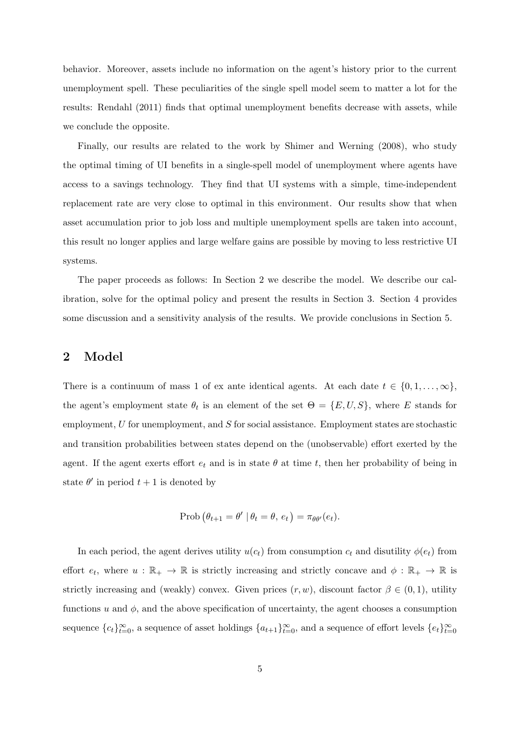behavior. Moreover, assets include no information on the agent's history prior to the current unemployment spell. These peculiarities of the single spell model seem to matter a lot for the results: Rendahl (2011) finds that optimal unemployment benefits decrease with assets, while we conclude the opposite.

Finally, our results are related to the work by Shimer and Werning (2008), who study the optimal timing of UI benefits in a single-spell model of unemployment where agents have access to a savings technology. They find that UI systems with a simple, time-independent replacement rate are very close to optimal in this environment. Our results show that when asset accumulation prior to job loss and multiple unemployment spells are taken into account, this result no longer applies and large welfare gains are possible by moving to less restrictive UI systems.

The paper proceeds as follows: In Section 2 we describe the model. We describe our calibration, solve for the optimal policy and present the results in Section 3. Section 4 provides some discussion and a sensitivity analysis of the results. We provide conclusions in Section 5.

## 2 Model

There is a continuum of mass 1 of ex ante identical agents. At each date $t \in \{0, 1, \ldots, \infty\}$, the agent's employment state $\theta_t$ is an element of the set $\Theta = \{E, U, S\}$, where $E$ stands for employment, $U$ for unemployment, and $S$ for social assistance. Employment states are stochastic and transition probabilities between states depend on the (unobservable) effort exerted by the agent. If the agent exerts effort $e_t$ and is in state $\theta$ at time $t$, then her probability of being in state $\theta'$ in period $t+1$ is denoted by

$$\text{Prob}\left(\theta_{t+1} = \theta' \mid \theta_t = \theta,\, e_t\right) = \pi_{\theta\theta'}(e_t).$$

In each period, the agent derives utility $u(c_t)$ from consumption $c_t$ and disutility $\phi(e_t)$ from effort $e_t$, where $u : \mathbb{R}_+ \to \mathbb{R}$ is strictly increasing and strictly concave and $\phi : \mathbb{R}_+ \to \mathbb{R}$ is strictly increasing and (weakly) convex. Given prices $(r, w)$, discount factor $\beta \in (0, 1)$, utility functions $u$ and $\phi$, and the above specification of uncertainty, the agent chooses a consumption sequence $\{c_t\}_{t=0}^{\infty}$, a sequence of asset holdings $\{a_{t+1}\}_{t=0}^{\infty}$, and a sequence of effort levels $\{e_t\}_{t=0}^{\infty}$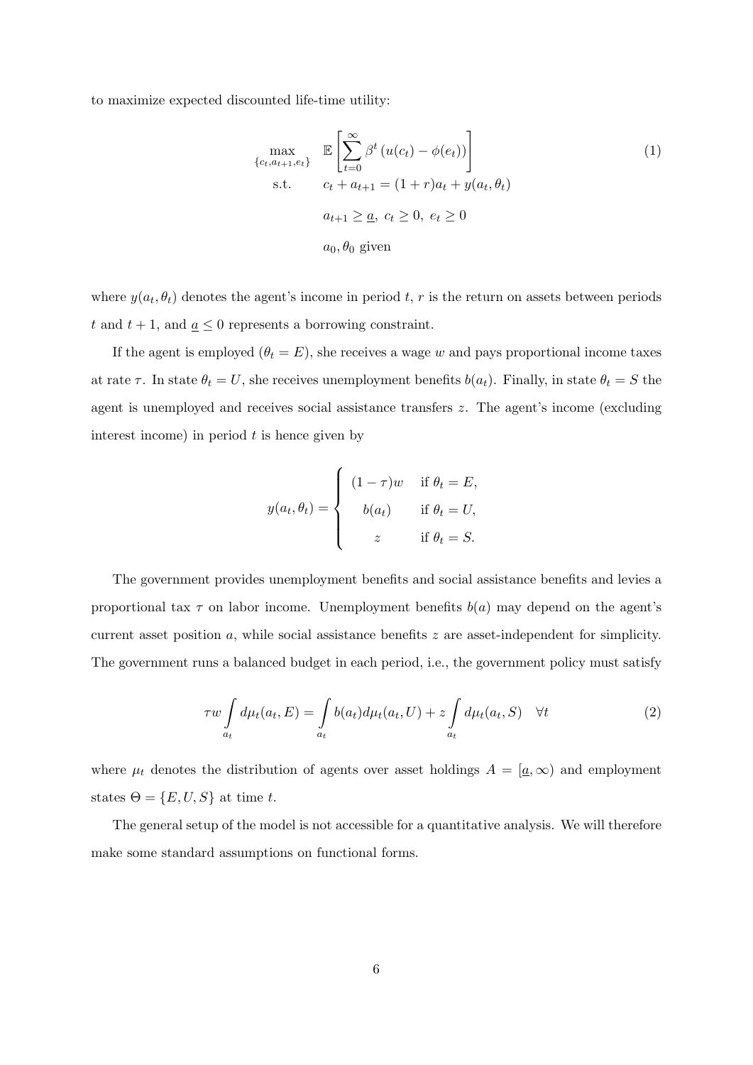to maximize expected discounted life-time utility:

$$
\begin{aligned}
\max_{\{c_t, a_{t+1}, e_t\}} \quad & \mathbb{E}\left[\sum_{t=0}^{\infty} \beta^t \left(u(c_t) - \phi(e_t)\right)\right] \\
\text{s.t.} \quad & c_t + a_{t+1} = (1+r)a_t + y(a_t, \theta_t) \\
& a_{t+1} \geq \underline{a},\ c_t \geq 0,\ e_t \geq 0 \\
& a_0, \theta_0 \text{ given}
\end{aligned}
\tag{1}
$$

where $y(a_t, \theta_t)$ denotes the agent's income in period $t$, $r$ is the return on assets between periods $t$ and $t+1$, and $\underline{a} \leq 0$ represents a borrowing constraint.

If the agent is employed ($\theta_t = E$), she receives a wage $w$ and pays proportional income taxes at rate $\tau$. In state $\theta_t = U$, she receives unemployment benefits $b(a_t)$. Finally, in state $\theta_t = S$ the agent is unemployed and receives social assistance transfers $z$. The agent's income (excluding interest income) in period $t$ is hence given by

$$
y(a_t, \theta_t) = \begin{cases} (1-\tau)w & \text{if } \theta_t = E, \\ b(a_t) & \text{if } \theta_t = U, \\ z & \text{if } \theta_t = S. \end{cases}
$$

The government provides unemployment benefits and social assistance benefits and levies a proportional tax $\tau$ on labor income. Unemployment benefits $b(a)$ may depend on the agent's current asset position $a$, while social assistance benefits $z$ are asset-independent for simplicity. The government runs a balanced budget in each period, i.e., the government policy must satisfy

$$
\tau w \int_{a_t} d\mu_t(a_t, E) = \int_{a_t} b(a_t) d\mu_t(a_t, U) + z \int_{a_t} d\mu_t(a_t, S) \quad \forall t \tag{2}
$$

where $\mu_t$ denotes the distribution of agents over asset holdings $A = [\underline{a}, \infty)$ and employment states $\Theta = \{E, U, S\}$ at time $t$.

The general setup of the model is not accessible for a quantitative analysis. We will therefore make some standard assumptions on functional forms.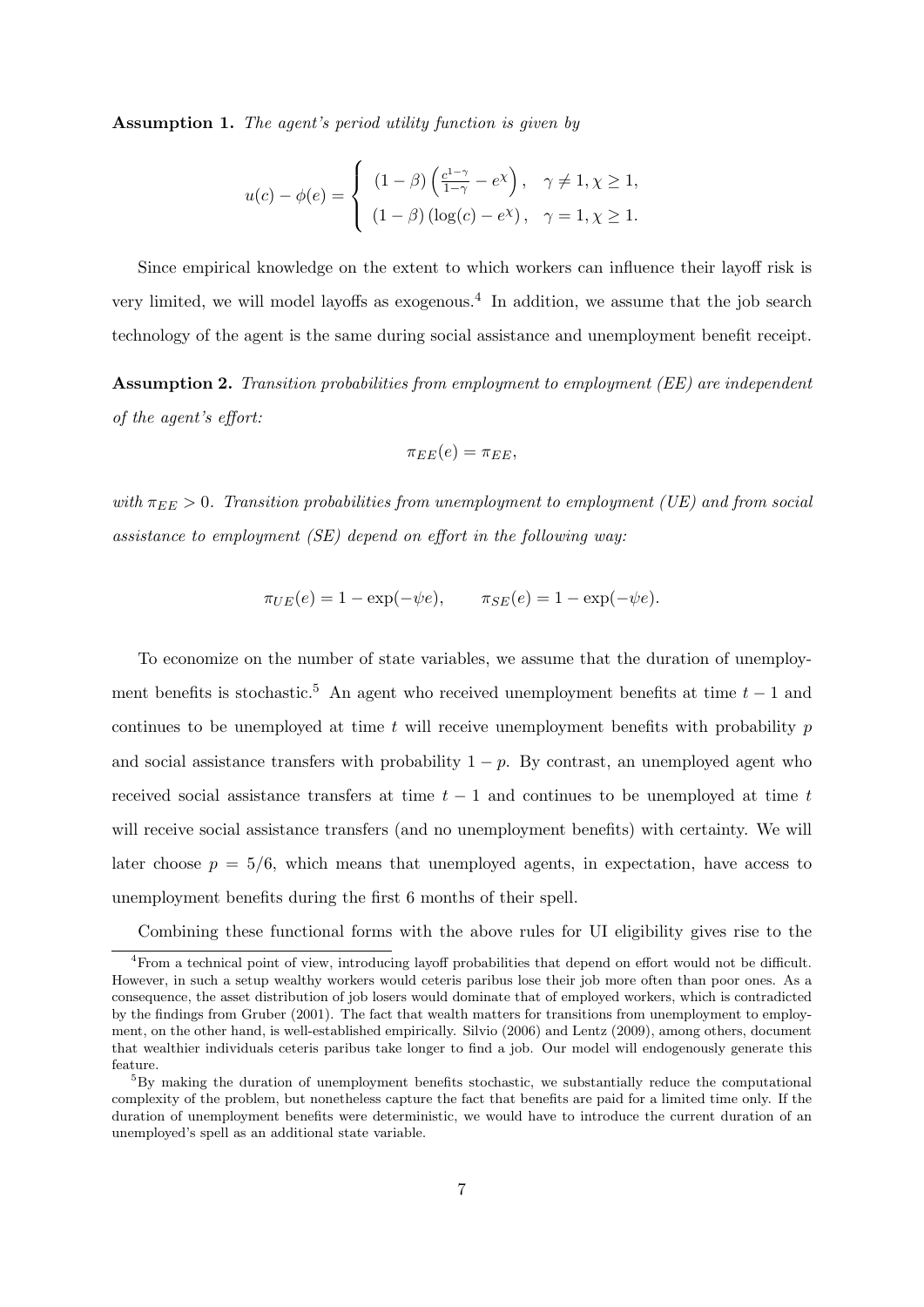**Assumption 1.** *The agent's period utility function is given by*

$$u(c) - \phi(e) = \begin{cases} (1-\beta)\left(\frac{c^{1-\gamma}}{1-\gamma} - e^{\chi}\right), & \gamma \neq 1, \chi \geq 1, \\ (1-\beta)\left(\log(c) - e^{\chi}\right), & \gamma = 1, \chi \geq 1. \end{cases}$$

Since empirical knowledge on the extent to which workers can influence their layoff risk is very limited, we will model layoffs as exogenous.[4] In addition, we assume that the job search technology of the agent is the same during social assistance and unemployment benefit receipt.

**Assumption 2.** *Transition probabilities from employment to employment (EE) are independent of the agent's effort:*

$$\pi_{EE}(e) = \pi_{EE},$$

*with $\pi_{EE} > 0$. Transition probabilities from unemployment to employment (UE) and from social assistance to employment (SE) depend on effort in the following way:*

$$\pi_{UE}(e) = 1 - \exp(-\psi e), \qquad \pi_{SE}(e) = 1 - \exp(-\psi e).$$

To economize on the number of state variables, we assume that the duration of unemployment benefits is stochastic.[5] An agent who received unemployment benefits at time $t-1$ and continues to be unemployed at time $t$ will receive unemployment benefits with probability $p$ and social assistance transfers with probability $1-p$. By contrast, an unemployed agent who received social assistance transfers at time $t-1$ and continues to be unemployed at time $t$ will receive social assistance transfers (and no unemployment benefits) with certainty. We will later choose $p = 5/6$, which means that unemployed agents, in expectation, have access to unemployment benefits during the first 6 months of their spell.

Combining these functional forms with the above rules for UI eligibility gives rise to the

---

[4] From a technical point of view, introducing layoff probabilities that depend on effort would not be difficult. However, in such a setup wealthy workers would ceteris paribus lose their job more often than poor ones. As a consequence, the asset distribution of job losers would dominate that of employed workers, which is contradicted by the findings from Gruber (2001). The fact that wealth matters for transitions from unemployment to employment, on the other hand, is well-established empirically. Silvio (2006) and Lentz (2009), among others, document that wealthier individuals ceteris paribus take longer to find a job. Our model will endogenously generate this feature.

[5] By making the duration of unemployment benefits stochastic, we substantially reduce the computational complexity of the problem, but nonetheless capture the fact that benefits are paid for a limited time only. If the duration of unemployment benefits were deterministic, we would have to introduce the current duration of an unemployed's spell as an additional state variable.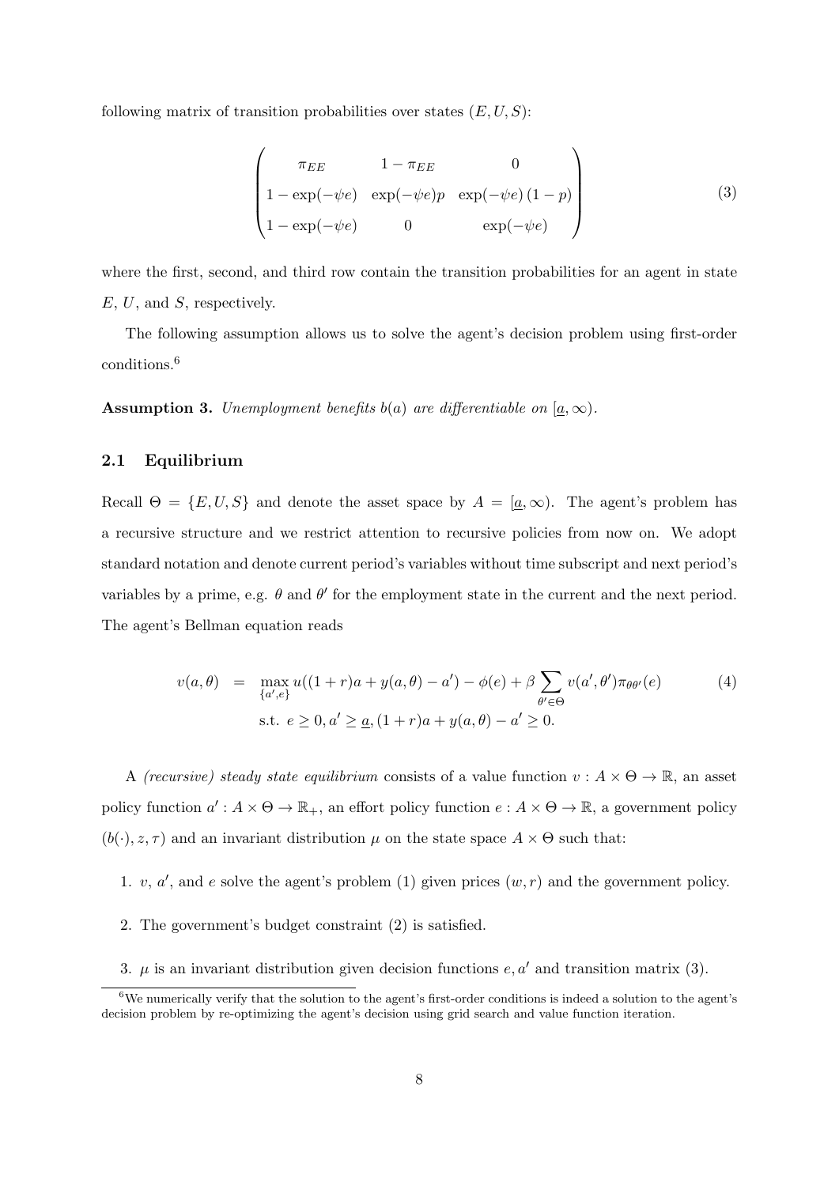following matrix of transition probabilities over states $(E, U, S)$:

$$
\begin{pmatrix}
\pi_{EE} & 1 - \pi_{EE} & 0 \\
1 - \exp(-\psi e) & \exp(-\psi e)p & \exp(-\psi e)\,(1-p) \\
1 - \exp(-\psi e) & 0 & \exp(-\psi e)
\end{pmatrix}
\tag{3}
$$

where the first, second, and third row contain the transition probabilities for an agent in state $E$, $U$, and $S$, respectively.

The following assumption allows us to solve the agent's decision problem using first-order conditions.[6]

**Assumption 3.** *Unemployment benefits $b(a)$ are differentiable on $[\underline{a}, \infty)$.*

### 2.1 Equilibrium

Recall $\Theta = \{E, U, S\}$ and denote the asset space by $A = [\underline{a}, \infty)$. The agent's problem has a recursive structure and we restrict attention to recursive policies from now on. We adopt standard notation and denote current period's variables without time subscript and next period's variables by a prime, e.g. $\theta$ and $\theta'$ for the employment state in the current and the next period. The agent's Bellman equation reads

$$
\begin{aligned}
v(a, \theta) \quad &= \quad \max_{\{a', e\}} u((1+r)a + y(a, \theta) - a') - \phi(e) + \beta \sum_{\theta' \in \Theta} v(a', \theta') \pi_{\theta\theta'}(e) \\
&\quad\quad \text{s.t. } e \geq 0, a' \geq \underline{a}, (1+r)a + y(a, \theta) - a' \geq 0.
\end{aligned}
\tag{4}
$$

A *(recursive) steady state equilibrium* consists of a value function $v : A \times \Theta \to \mathbb{R}$, an asset policy function $a' : A \times \Theta \to \mathbb{R}_+$, an effort policy function $e : A \times \Theta \to \mathbb{R}$, a government policy $(b(\cdot), z, \tau)$ and an invariant distribution $\mu$ on the state space $A \times \Theta$ such that:

1. $v$, $a'$, and $e$ solve the agent's problem (1) given prices $(w, r)$ and the government policy.
2. The government's budget constraint (2) is satisfied.
3. $\mu$ is an invariant distribution given decision functions $e, a'$ and transition matrix (3).

[6] We numerically verify that the solution to the agent's first-order conditions is indeed a solution to the agent's decision problem by re-optimizing the agent's decision using grid search and value function iteration.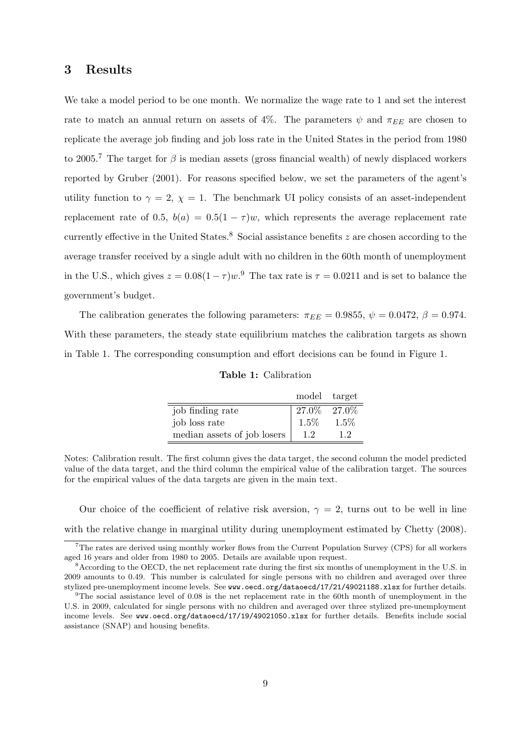## 3 Results

We take a model period to be one month. We normalize the wage rate to 1 and set the interest rate to match an annual return on assets of 4%. The parameters $\psi$ and $\pi_{EE}$ are chosen to replicate the average job finding and job loss rate in the United States in the period from 1980 to 2005.[7] The target for $\beta$ is median assets (gross financial wealth) of newly displaced workers reported by Gruber (2001). For reasons specified below, we set the parameters of the agent's utility function to $\gamma = 2$, $\chi = 1$. The benchmark UI policy consists of an asset-independent replacement rate of 0.5, $b(a) = 0.5(1 - \tau)w$, which represents the average replacement rate currently effective in the United States.[8] Social assistance benefits $z$ are chosen according to the average transfer received by a single adult with no children in the 60th month of unemployment in the U.S., which gives $z = 0.08(1 - \tau)w$.[9] The tax rate is $\tau = 0.0211$ and is set to balance the government's budget.

The calibration generates the following parameters: $\pi_{EE} = 0.9855$, $\psi = 0.0472$, $\beta = 0.974$. With these parameters, the steady state equilibrium matches the calibration targets as shown in Table 1. The corresponding consumption and effort decisions can be found in Figure 1.

**Table 1:** Calibration

| | model | target |
|---|---|---|
| job finding rate | 27.0% | 27.0% |
| job loss rate | 1.5% | 1.5% |
| median assets of job losers | 1.2 | 1.2 |

Notes: Calibration result. The first column gives the data target, the second column the model predicted value of the data target, and the third column the empirical value of the calibration target. The sources for the empirical values of the data targets are given in the main text.

Our choice of the coefficient of relative risk aversion, $\gamma = 2$, turns out to be well in line with the relative change in marginal utility during unemployment estimated by Chetty (2008).

[7] The rates are derived using monthly worker flows from the Current Population Survey (CPS) for all workers aged 16 years and older from 1980 to 2005. Details are available upon request.

[8] According to the OECD, the net replacement rate during the first six months of unemployment in the U.S. in 2009 amounts to 0.49. This number is calculated for single persons with no children and averaged over three stylized pre-unemployment income levels. See www.oecd.org/dataoecd/17/21/49021188.xlsx for further details.

[9] The social assistance level of 0.08 is the net replacement rate in the 60th month of unemployment in the U.S. in 2009, calculated for single persons with no children and averaged over three stylized pre-unemployment income levels. See www.oecd.org/dataoecd/17/19/49021050.xlsx for further details. Benefits include social assistance (SNAP) and housing benefits.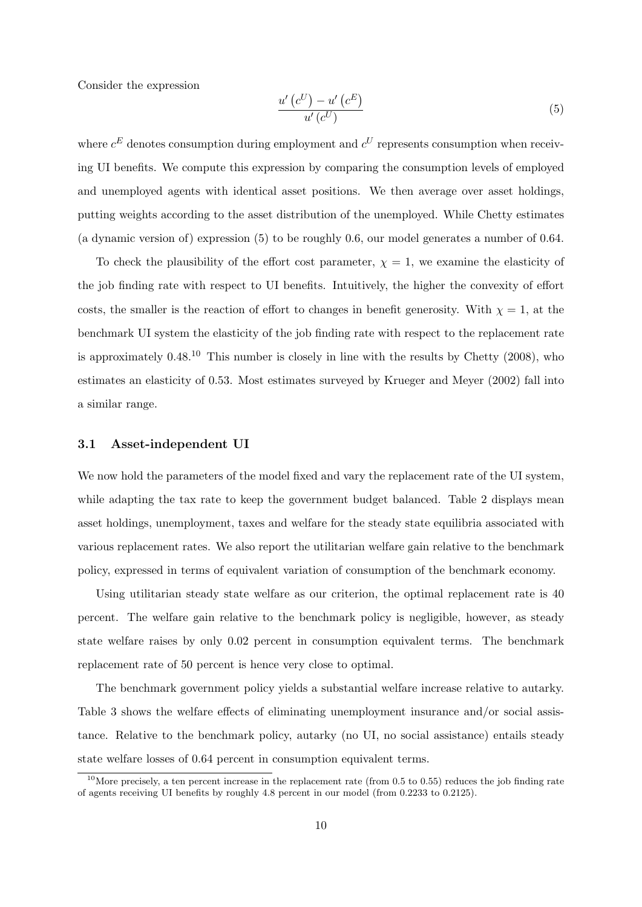Consider the expression

$$\frac{u'\left(c^U\right) - u'\left(c^E\right)}{u'\left(c^U\right)} \tag{5}$$

where $c^E$ denotes consumption during employment and $c^U$ represents consumption when receiving UI benefits. We compute this expression by comparing the consumption levels of employed and unemployed agents with identical asset positions. We then average over asset holdings, putting weights according to the asset distribution of the unemployed. While Chetty estimates (a dynamic version of) expression (5) to be roughly 0.6, our model generates a number of 0.64.

To check the plausibility of the effort cost parameter, $\chi = 1$, we examine the elasticity of the job finding rate with respect to UI benefits. Intuitively, the higher the convexity of effort costs, the smaller is the reaction of effort to changes in benefit generosity. With $\chi = 1$, at the benchmark UI system the elasticity of the job finding rate with respect to the replacement rate is approximately 0.48.[10] This number is closely in line with the results by Chetty (2008), who estimates an elasticity of 0.53. Most estimates surveyed by Krueger and Meyer (2002) fall into a similar range.

### 3.1 Asset-independent UI

We now hold the parameters of the model fixed and vary the replacement rate of the UI system, while adapting the tax rate to keep the government budget balanced. Table 2 displays mean asset holdings, unemployment, taxes and welfare for the steady state equilibria associated with various replacement rates. We also report the utilitarian welfare gain relative to the benchmark policy, expressed in terms of equivalent variation of consumption of the benchmark economy.

Using utilitarian steady state welfare as our criterion, the optimal replacement rate is 40 percent. The welfare gain relative to the benchmark policy is negligible, however, as steady state welfare raises by only 0.02 percent in consumption equivalent terms. The benchmark replacement rate of 50 percent is hence very close to optimal.

The benchmark government policy yields a substantial welfare increase relative to autarky. Table 3 shows the welfare effects of eliminating unemployment insurance and/or social assistance. Relative to the benchmark policy, autarky (no UI, no social assistance) entails steady state welfare losses of 0.64 percent in consumption equivalent terms.

[10] More precisely, a ten percent increase in the replacement rate (from 0.5 to 0.55) reduces the job finding rate of agents receiving UI benefits by roughly 4.8 percent in our model (from 0.2233 to 0.2125).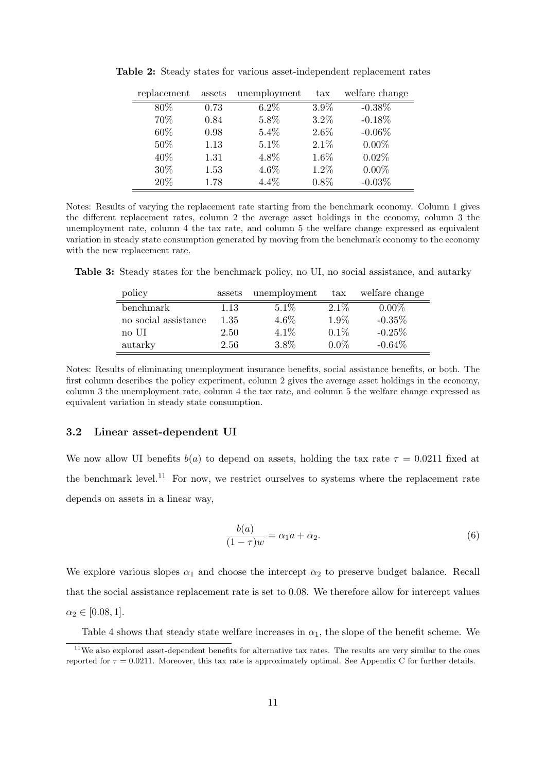**Table 2:** Steady states for various asset-independent replacement rates

| replacement | assets | unemployment | tax | welfare change |
|---|---|---|---|---|
| 80% | 0.73 | 6.2% | 3.9% | -0.38% |
| 70% | 0.84 | 5.8% | 3.2% | -0.18% |
| 60% | 0.98 | 5.4% | 2.6% | -0.06% |
| 50% | 1.13 | 5.1% | 2.1% | 0.00% |
| 40% | 1.31 | 4.8% | 1.6% | 0.02% |
| 30% | 1.53 | 4.6% | 1.2% | 0.00% |
| 20% | 1.78 | 4.4% | 0.8% | -0.03% |

Notes: Results of varying the replacement rate starting from the benchmark economy. Column 1 gives the different replacement rates, column 2 the average asset holdings in the economy, column 3 the unemployment rate, column 4 the tax rate, and column 5 the welfare change expressed as equivalent variation in steady state consumption generated by moving from the benchmark economy to the economy with the new replacement rate.

**Table 3:** Steady states for the benchmark policy, no UI, no social assistance, and autarky

| policy | assets | unemployment | tax | welfare change |
|---|---|---|---|---|
| benchmark | 1.13 | 5.1% | 2.1% | 0.00% |
| no social assistance | 1.35 | 4.6% | 1.9% | -0.35% |
| no UI | 2.50 | 4.1% | 0.1% | -0.25% |
| autarky | 2.56 | 3.8% | 0.0% | -0.64% |

Notes: Results of eliminating unemployment insurance benefits, social assistance benefits, or both. The first column describes the policy experiment, column 2 gives the average asset holdings in the economy, column 3 the unemployment rate, column 4 the tax rate, and column 5 the welfare change expressed as equivalent variation in steady state consumption.

### 3.2 Linear asset-dependent UI

We now allow UI benefits $b(a)$ to depend on assets, holding the tax rate $\tau = 0.0211$ fixed at the benchmark level.[11] For now, we restrict ourselves to systems where the replacement rate depends on assets in a linear way,

$$\frac{b(a)}{(1-\tau)w} = \alpha_1 a + \alpha_2. \tag{6}$$

We explore various slopes $\alpha_1$ and choose the intercept $\alpha_2$ to preserve budget balance. Recall that the social assistance replacement rate is set to 0.08. We therefore allow for intercept values $\alpha_2 \in [0.08, 1]$.

Table 4 shows that steady state welfare increases in $\alpha_1$, the slope of the benefit scheme. We

[11] We also explored asset-dependent benefits for alternative tax rates. The results are very similar to the ones reported for $\tau = 0.0211$. Moreover, this tax rate is approximately optimal. See Appendix C for further details.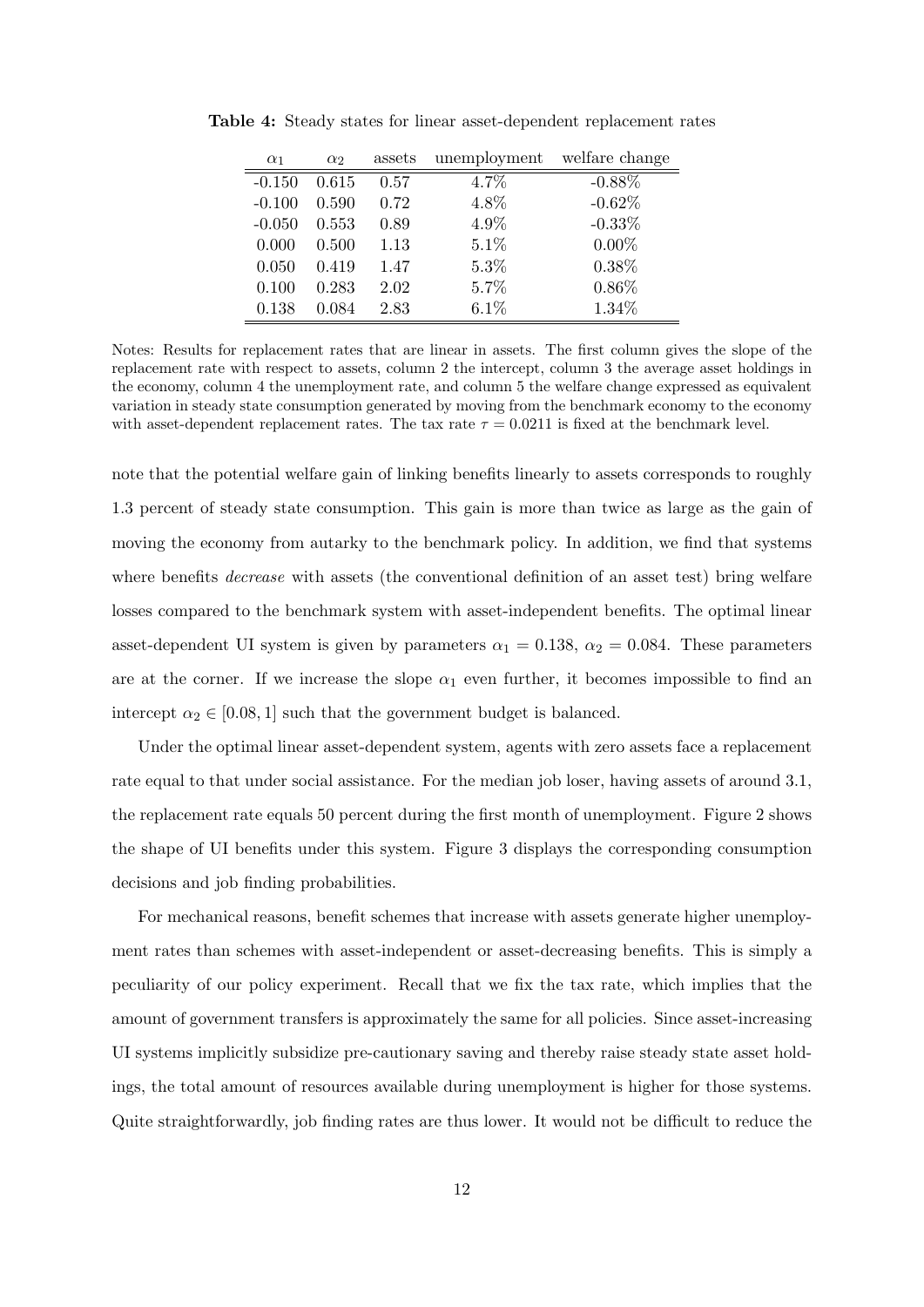**Table 4:** Steady states for linear asset-dependent replacement rates

| $\alpha_1$ | $\alpha_2$ | assets | unemployment | welfare change |
|---|---|---|---|---|
| -0.150 | 0.615 | 0.57 | 4.7% | -0.88% |
| -0.100 | 0.590 | 0.72 | 4.8% | -0.62% |
| -0.050 | 0.553 | 0.89 | 4.9% | -0.33% |
| 0.000 | 0.500 | 1.13 | 5.1% | 0.00% |
| 0.050 | 0.419 | 1.47 | 5.3% | 0.38% |
| 0.100 | 0.283 | 2.02 | 5.7% | 0.86% |
| 0.138 | 0.084 | 2.83 | 6.1% | 1.34% |

Notes: Results for replacement rates that are linear in assets. The first column gives the slope of the replacement rate with respect to assets, column 2 the intercept, column 3 the average asset holdings in the economy, column 4 the unemployment rate, and column 5 the welfare change expressed as equivalent variation in steady state consumption generated by moving from the benchmark economy to the economy with asset-dependent replacement rates. The tax rate $\tau = 0.0211$ is fixed at the benchmark level.

note that the potential welfare gain of linking benefits linearly to assets corresponds to roughly 1.3 percent of steady state consumption. This gain is more than twice as large as the gain of moving the economy from autarky to the benchmark policy. In addition, we find that systems where benefits *decrease* with assets (the conventional definition of an asset test) bring welfare losses compared to the benchmark system with asset-independent benefits. The optimal linear asset-dependent UI system is given by parameters $\alpha_1 = 0.138$, $\alpha_2 = 0.084$. These parameters are at the corner. If we increase the slope $\alpha_1$ even further, it becomes impossible to find an intercept $\alpha_2 \in [0.08, 1]$ such that the government budget is balanced.

Under the optimal linear asset-dependent system, agents with zero assets face a replacement rate equal to that under social assistance. For the median job loser, having assets of around 3.1, the replacement rate equals 50 percent during the first month of unemployment. Figure 2 shows the shape of UI benefits under this system. Figure 3 displays the corresponding consumption decisions and job finding probabilities.

For mechanical reasons, benefit schemes that increase with assets generate higher unemployment rates than schemes with asset-independent or asset-decreasing benefits. This is simply a peculiarity of our policy experiment. Recall that we fix the tax rate, which implies that the amount of government transfers is approximately the same for all policies. Since asset-increasing UI systems implicitly subsidize pre-cautionary saving and thereby raise steady state asset holdings, the total amount of resources available during unemployment is higher for those systems. Quite straightforwardly, job finding rates are thus lower. It would not be difficult to reduce the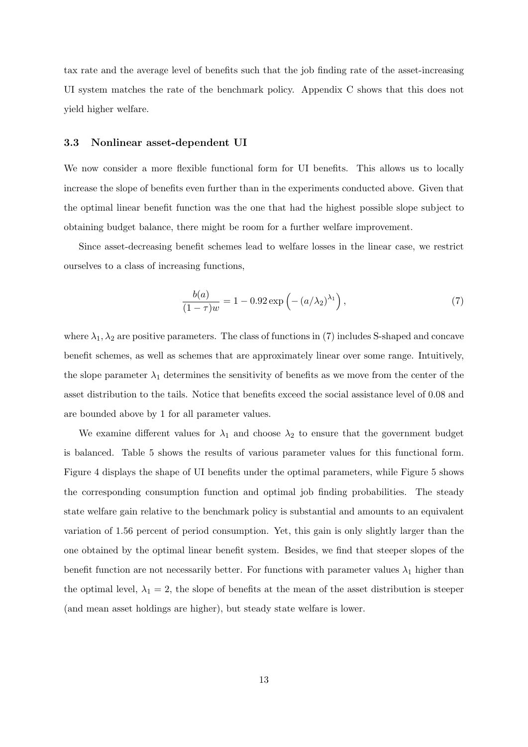tax rate and the average level of benefits such that the job finding rate of the asset-increasing UI system matches the rate of the benchmark policy. Appendix C shows that this does not yield higher welfare.

### 3.3 Nonlinear asset-dependent UI

We now consider a more flexible functional form for UI benefits. This allows us to locally increase the slope of benefits even further than in the experiments conducted above. Given that the optimal linear benefit function was the one that had the highest possible slope subject to obtaining budget balance, there might be room for a further welfare improvement.

Since asset-decreasing benefit schemes lead to welfare losses in the linear case, we restrict ourselves to a class of increasing functions,

$$\frac{b(a)}{(1-\tau)w} = 1 - 0.92 \exp\left(-\left(a/\lambda_2\right)^{\lambda_1}\right), \tag{7}$$

where $\lambda_1, \lambda_2$ are positive parameters. The class of functions in (7) includes S-shaped and concave benefit schemes, as well as schemes that are approximately linear over some range. Intuitively, the slope parameter $\lambda_1$ determines the sensitivity of benefits as we move from the center of the asset distribution to the tails. Notice that benefits exceed the social assistance level of 0.08 and are bounded above by 1 for all parameter values.

We examine different values for $\lambda_1$ and choose $\lambda_2$ to ensure that the government budget is balanced. Table 5 shows the results of various parameter values for this functional form. Figure 4 displays the shape of UI benefits under the optimal parameters, while Figure 5 shows the corresponding consumption function and optimal job finding probabilities. The steady state welfare gain relative to the benchmark policy is substantial and amounts to an equivalent variation of 1.56 percent of period consumption. Yet, this gain is only slightly larger than the one obtained by the optimal linear benefit system. Besides, we find that steeper slopes of the benefit function are not necessarily better. For functions with parameter values $\lambda_1$ higher than the optimal level, $\lambda_1 = 2$, the slope of benefits at the mean of the asset distribution is steeper (and mean asset holdings are higher), but steady state welfare is lower.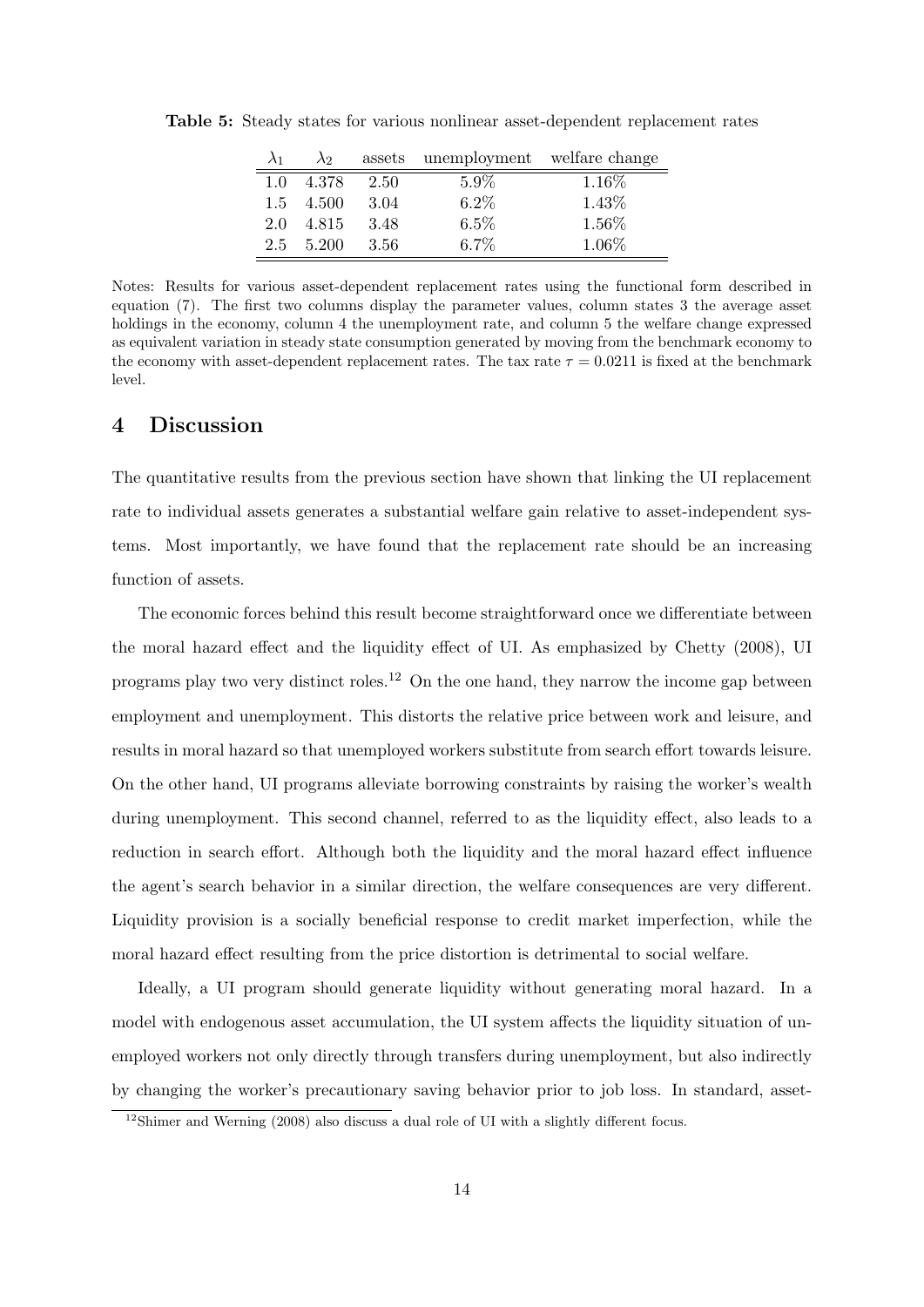**Table 5:** Steady states for various nonlinear asset-dependent replacement rates

| $\lambda_1$ | $\lambda_2$ | assets | unemployment | welfare change |
|---|---|---|---|---|
| 1.0 | 4.378 | 2.50 | 5.9% | 1.16% |
| 1.5 | 4.500 | 3.04 | 6.2% | 1.43% |
| 2.0 | 4.815 | 3.48 | 6.5% | 1.56% |
| 2.5 | 5.200 | 3.56 | 6.7% | 1.06% |

Notes: Results for various asset-dependent replacement rates using the functional form described in equation (7). The first two columns display the parameter values, column states 3 the average asset holdings in the economy, column 4 the unemployment rate, and column 5 the welfare change expressed as equivalent variation in steady state consumption generated by moving from the benchmark economy to the economy with asset-dependent replacement rates. The tax rate $\tau = 0.0211$ is fixed at the benchmark level.

## 4 Discussion

The quantitative results from the previous section have shown that linking the UI replacement rate to individual assets generates a substantial welfare gain relative to asset-independent systems. Most importantly, we have found that the replacement rate should be an increasing function of assets.

The economic forces behind this result become straightforward once we differentiate between the moral hazard effect and the liquidity effect of UI. As emphasized by Chetty (2008), UI programs play two very distinct roles.[12] On the one hand, they narrow the income gap between employment and unemployment. This distorts the relative price between work and leisure, and results in moral hazard so that unemployed workers substitute from search effort towards leisure. On the other hand, UI programs alleviate borrowing constraints by raising the worker's wealth during unemployment. This second channel, referred to as the liquidity effect, also leads to a reduction in search effort. Although both the liquidity and the moral hazard effect influence the agent's search behavior in a similar direction, the welfare consequences are very different. Liquidity provision is a socially beneficial response to credit market imperfection, while the moral hazard effect resulting from the price distortion is detrimental to social welfare.

Ideally, a UI program should generate liquidity without generating moral hazard. In a model with endogenous asset accumulation, the UI system affects the liquidity situation of unemployed workers not only directly through transfers during unemployment, but also indirectly by changing the worker's precautionary saving behavior prior to job loss. In standard, asset-

[12] Shimer and Werning (2008) also discuss a dual role of UI with a slightly different focus.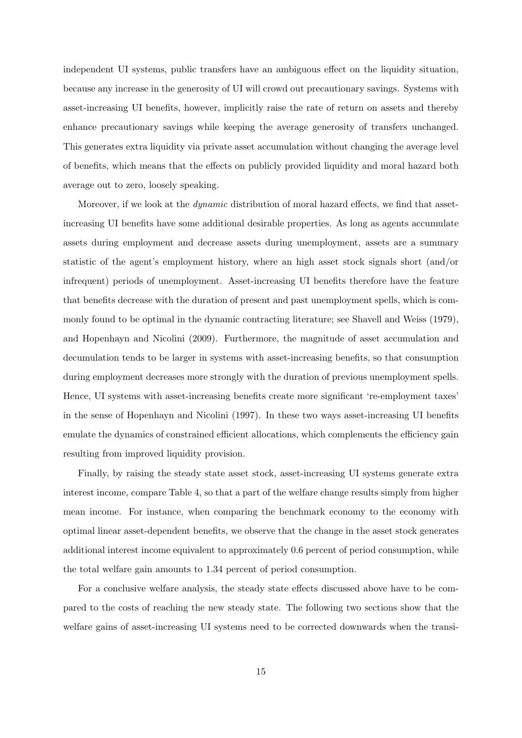independent UI systems, public transfers have an ambiguous effect on the liquidity situation, because any increase in the generosity of UI will crowd out precautionary savings. Systems with asset-increasing UI benefits, however, implicitly raise the rate of return on assets and thereby enhance precautionary savings while keeping the average generosity of transfers unchanged. This generates extra liquidity via private asset accumulation without changing the average level of benefits, which means that the effects on publicly provided liquidity and moral hazard both average out to zero, loosely speaking.

Moreover, if we look at the *dynamic* distribution of moral hazard effects, we find that asset-increasing UI benefits have some additional desirable properties. As long as agents accumulate assets during employment and decrease assets during unemployment, assets are a summary statistic of the agent's employment history, where an high asset stock signals short (and/or infrequent) periods of unemployment. Asset-increasing UI benefits therefore have the feature that benefits decrease with the duration of present and past unemployment spells, which is commonly found to be optimal in the dynamic contracting literature; see Shavell and Weiss (1979), and Hopenhayn and Nicolini (2009). Furthermore, the magnitude of asset accumulation and decumulation tends to be larger in systems with asset-increasing benefits, so that consumption during employment decreases more strongly with the duration of previous unemployment spells. Hence, UI systems with asset-increasing benefits create more significant 're-employment taxes' in the sense of Hopenhayn and Nicolini (1997). In these two ways asset-increasing UI benefits emulate the dynamics of constrained efficient allocations, which complements the efficiency gain resulting from improved liquidity provision.

Finally, by raising the steady state asset stock, asset-increasing UI systems generate extra interest income, compare Table 4, so that a part of the welfare change results simply from higher mean income. For instance, when comparing the benchmark economy to the economy with optimal linear asset-dependent benefits, we observe that the change in the asset stock generates additional interest income equivalent to approximately 0.6 percent of period consumption, while the total welfare gain amounts to 1.34 percent of period consumption.

For a conclusive welfare analysis, the steady state effects discussed above have to be compared to the costs of reaching the new steady state. The following two sections show that the welfare gains of asset-increasing UI systems need to be corrected downwards when the transi-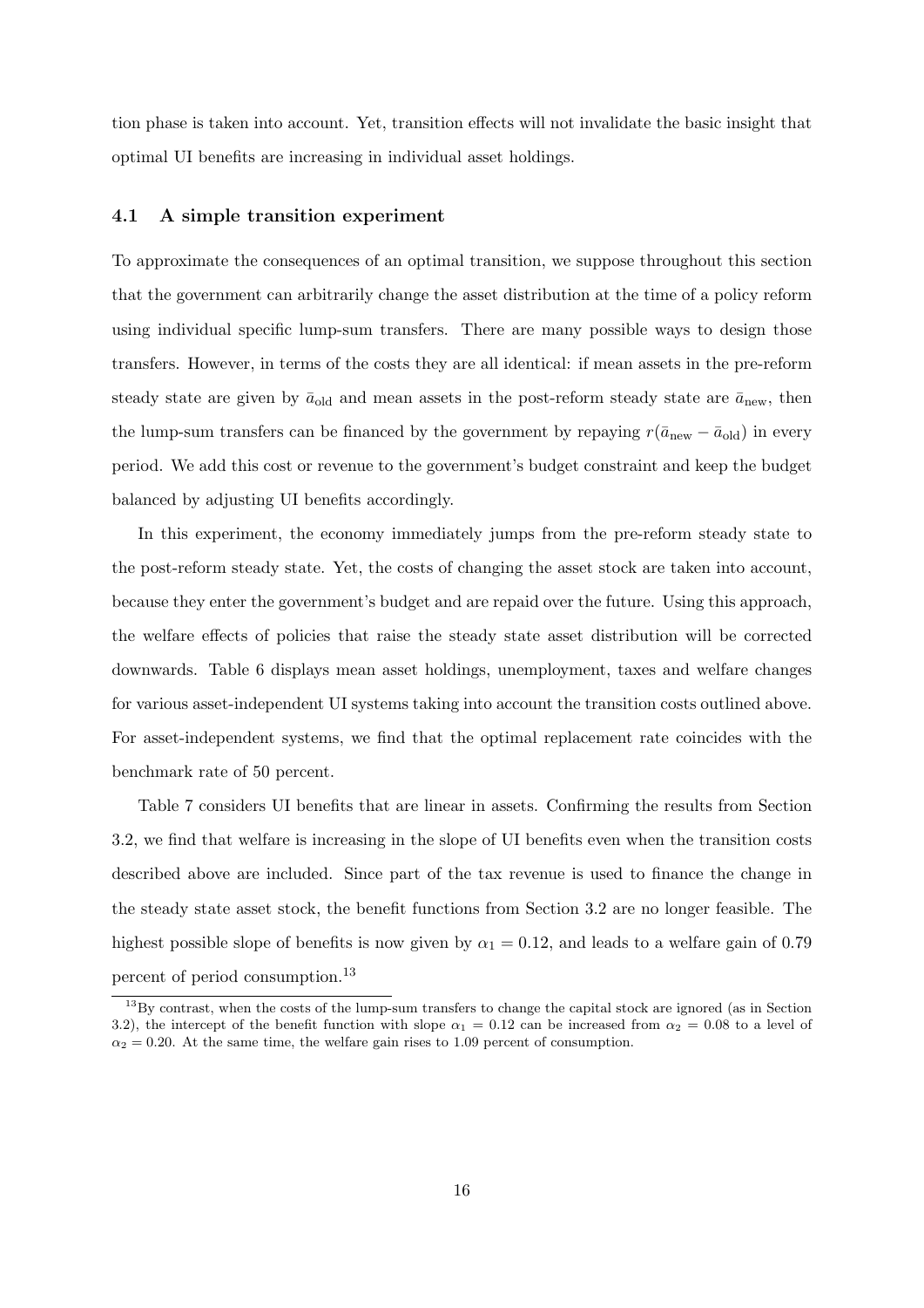tion phase is taken into account. Yet, transition effects will not invalidate the basic insight that optimal UI benefits are increasing in individual asset holdings.

### 4.1 A simple transition experiment

To approximate the consequences of an optimal transition, we suppose throughout this section that the government can arbitrarily change the asset distribution at the time of a policy reform using individual specific lump-sum transfers. There are many possible ways to design those transfers. However, in terms of the costs they are all identical: if mean assets in the pre-reform steady state are given by $\bar{a}_{\text{old}}$ and mean assets in the post-reform steady state are $\bar{a}_{\text{new}}$, then the lump-sum transfers can be financed by the government by repaying $r(\bar{a}_{\text{new}} - \bar{a}_{\text{old}})$ in every period. We add this cost or revenue to the government's budget constraint and keep the budget balanced by adjusting UI benefits accordingly.

In this experiment, the economy immediately jumps from the pre-reform steady state to the post-reform steady state. Yet, the costs of changing the asset stock are taken into account, because they enter the government's budget and are repaid over the future. Using this approach, the welfare effects of policies that raise the steady state asset distribution will be corrected downwards. Table 6 displays mean asset holdings, unemployment, taxes and welfare changes for various asset-independent UI systems taking into account the transition costs outlined above. For asset-independent systems, we find that the optimal replacement rate coincides with the benchmark rate of 50 percent.

Table 7 considers UI benefits that are linear in assets. Confirming the results from Section 3.2, we find that welfare is increasing in the slope of UI benefits even when the transition costs described above are included. Since part of the tax revenue is used to finance the change in the steady state asset stock, the benefit functions from Section 3.2 are no longer feasible. The highest possible slope of benefits is now given by $\alpha_1 = 0.12$, and leads to a welfare gain of 0.79 percent of period consumption.[13]

[13] By contrast, when the costs of the lump-sum transfers to change the capital stock are ignored (as in Section 3.2), the intercept of the benefit function with slope $\alpha_1 = 0.12$ can be increased from $\alpha_2 = 0.08$ to a level of $\alpha_2 = 0.20$. At the same time, the welfare gain rises to 1.09 percent of consumption.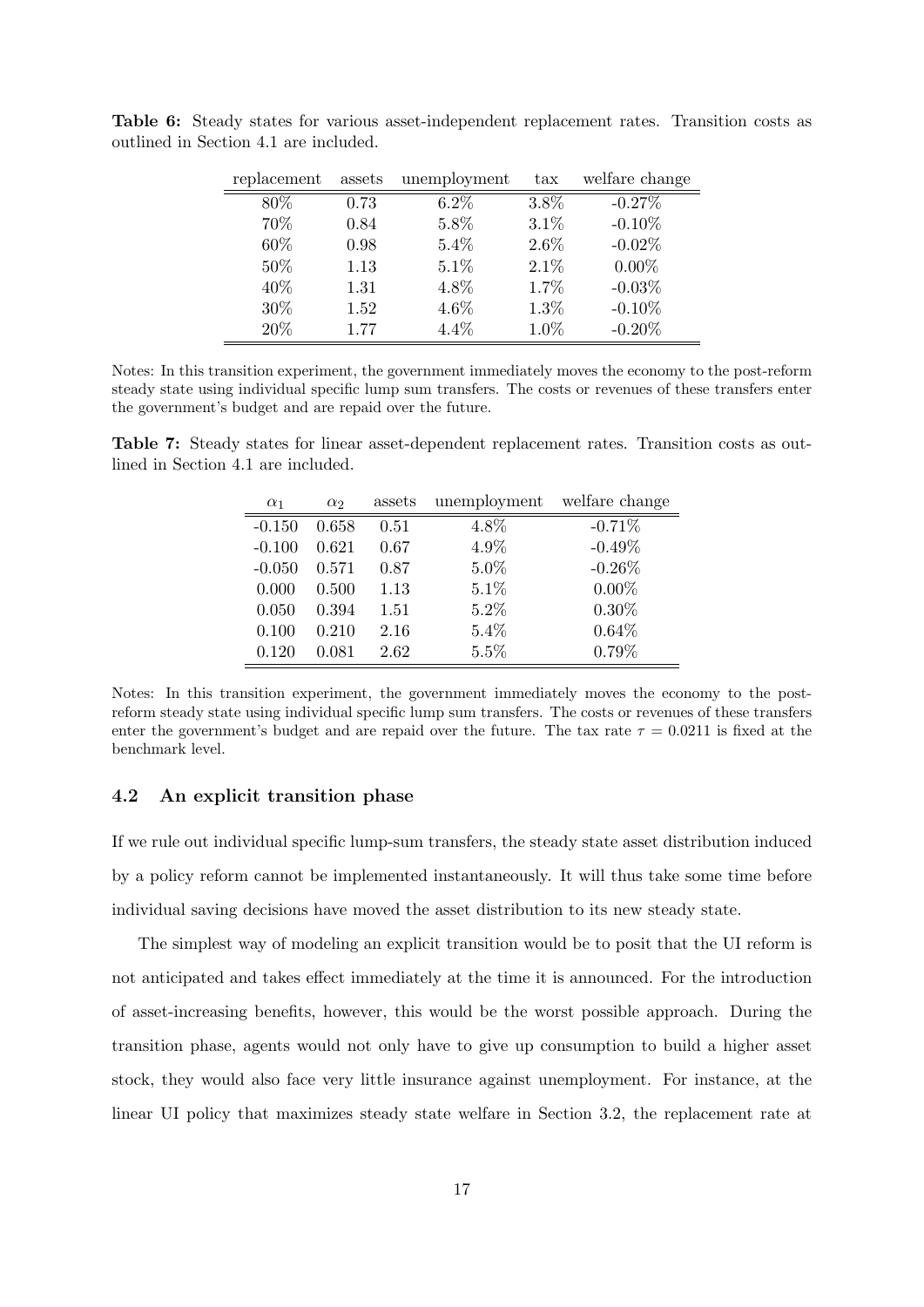**Table 6:** Steady states for various asset-independent replacement rates. Transition costs as outlined in Section 4.1 are included.

| replacement | assets | unemployment | tax | welfare change |
|---|---|---|---|---|
| 80% | 0.73 | 6.2% | 3.8% | -0.27% |
| 70% | 0.84 | 5.8% | 3.1% | -0.10% |
| 60% | 0.98 | 5.4% | 2.6% | -0.02% |
| 50% | 1.13 | 5.1% | 2.1% | 0.00% |
| 40% | 1.31 | 4.8% | 1.7% | -0.03% |
| 30% | 1.52 | 4.6% | 1.3% | -0.10% |
| 20% | 1.77 | 4.4% | 1.0% | -0.20% |

Notes: In this transition experiment, the government immediately moves the economy to the post-reform steady state using individual specific lump sum transfers. The costs or revenues of these transfers enter the government's budget and are repaid over the future.

**Table 7:** Steady states for linear asset-dependent replacement rates. Transition costs as outlined in Section 4.1 are included.

| $\alpha_1$ | $\alpha_2$ | assets | unemployment | welfare change |
|---|---|---|---|---|
| -0.150 | 0.658 | 0.51 | 4.8% | -0.71% |
| -0.100 | 0.621 | 0.67 | 4.9% | -0.49% |
| -0.050 | 0.571 | 0.87 | 5.0% | -0.26% |
| 0.000 | 0.500 | 1.13 | 5.1% | 0.00% |
| 0.050 | 0.394 | 1.51 | 5.2% | 0.30% |
| 0.100 | 0.210 | 2.16 | 5.4% | 0.64% |
| 0.120 | 0.081 | 2.62 | 5.5% | 0.79% |

Notes: In this transition experiment, the government immediately moves the economy to the post-reform steady state using individual specific lump sum transfers. The costs or revenues of these transfers enter the government's budget and are repaid over the future. The tax rate $\tau = 0.0211$ is fixed at the benchmark level.

### 4.2 An explicit transition phase

If we rule out individual specific lump-sum transfers, the steady state asset distribution induced by a policy reform cannot be implemented instantaneously. It will thus take some time before individual saving decisions have moved the asset distribution to its new steady state.

The simplest way of modeling an explicit transition would be to posit that the UI reform is not anticipated and takes effect immediately at the time it is announced. For the introduction of asset-increasing benefits, however, this would be the worst possible approach. During the transition phase, agents would not only have to give up consumption to build a higher asset stock, they would also face very little insurance against unemployment. For instance, at the linear UI policy that maximizes steady state welfare in Section 3.2, the replacement rate at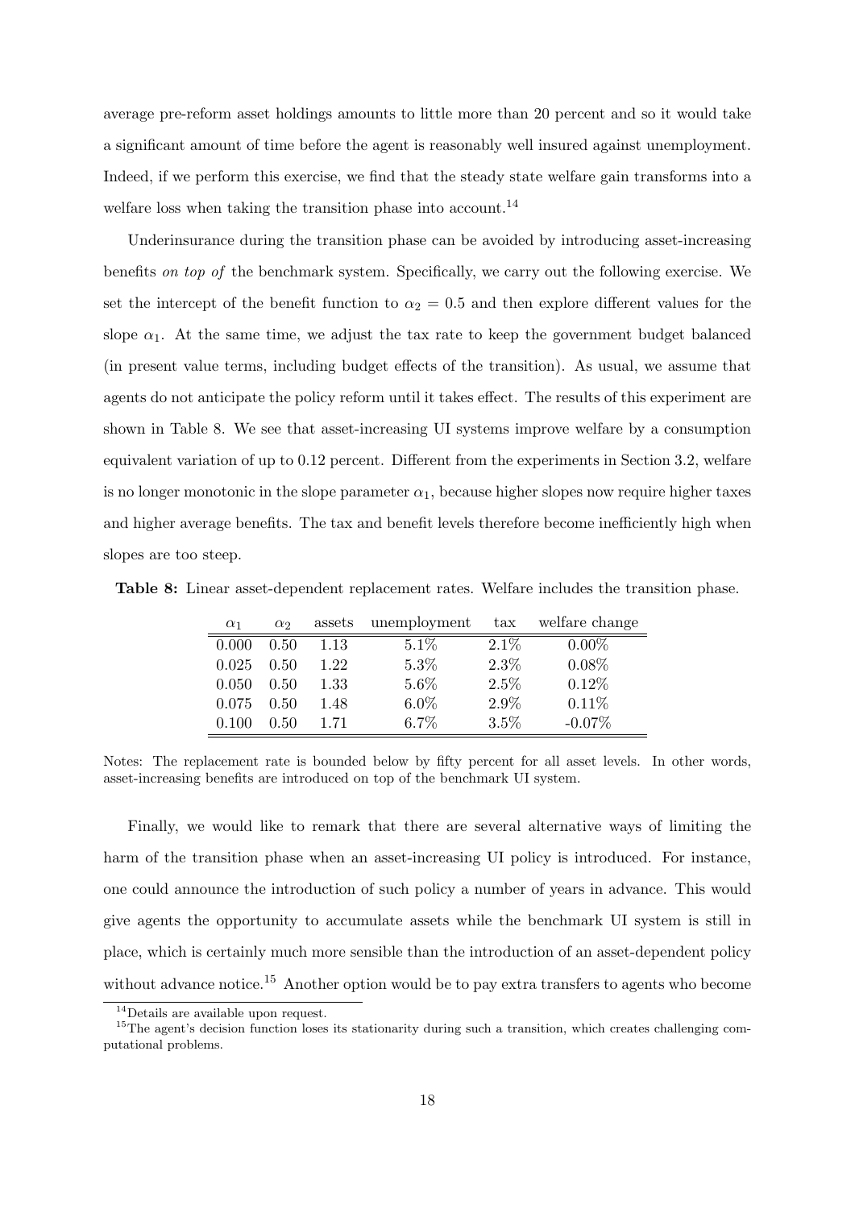average pre-reform asset holdings amounts to little more than 20 percent and so it would take a significant amount of time before the agent is reasonably well insured against unemployment. Indeed, if we perform this exercise, we find that the steady state welfare gain transforms into a welfare loss when taking the transition phase into account.[14]

Underinsurance during the transition phase can be avoided by introducing asset-increasing benefits *on top of* the benchmark system. Specifically, we carry out the following exercise. We set the intercept of the benefit function to $\alpha_2 = 0.5$ and then explore different values for the slope $\alpha_1$. At the same time, we adjust the tax rate to keep the government budget balanced (in present value terms, including budget effects of the transition). As usual, we assume that agents do not anticipate the policy reform until it takes effect. The results of this experiment are shown in Table 8. We see that asset-increasing UI systems improve welfare by a consumption equivalent variation of up to 0.12 percent. Different from the experiments in Section 3.2, welfare is no longer monotonic in the slope parameter $\alpha_1$, because higher slopes now require higher taxes and higher average benefits. The tax and benefit levels therefore become inefficiently high when slopes are too steep.

**Table 8:** Linear asset-dependent replacement rates. Welfare includes the transition phase.

| $\alpha_1$ | $\alpha_2$ | assets | unemployment | tax | welfare change |
|---|---|---|---|---|---|
| 0.000 | 0.50 | 1.13 | 5.1% | 2.1% | 0.00% |
| 0.025 | 0.50 | 1.22 | 5.3% | 2.3% | 0.08% |
| 0.050 | 0.50 | 1.33 | 5.6% | 2.5% | 0.12% |
| 0.075 | 0.50 | 1.48 | 6.0% | 2.9% | 0.11% |
| 0.100 | 0.50 | 1.71 | 6.7% | 3.5% | -0.07% |

Notes: The replacement rate is bounded below by fifty percent for all asset levels. In other words, asset-increasing benefits are introduced on top of the benchmark UI system.

Finally, we would like to remark that there are several alternative ways of limiting the harm of the transition phase when an asset-increasing UI policy is introduced. For instance, one could announce the introduction of such policy a number of years in advance. This would give agents the opportunity to accumulate assets while the benchmark UI system is still in place, which is certainly much more sensible than the introduction of an asset-dependent policy without advance notice.[15] Another option would be to pay extra transfers to agents who become

[14] Details are available upon request.

[15] The agent's decision function loses its stationarity during such a transition, which creates challenging computational problems.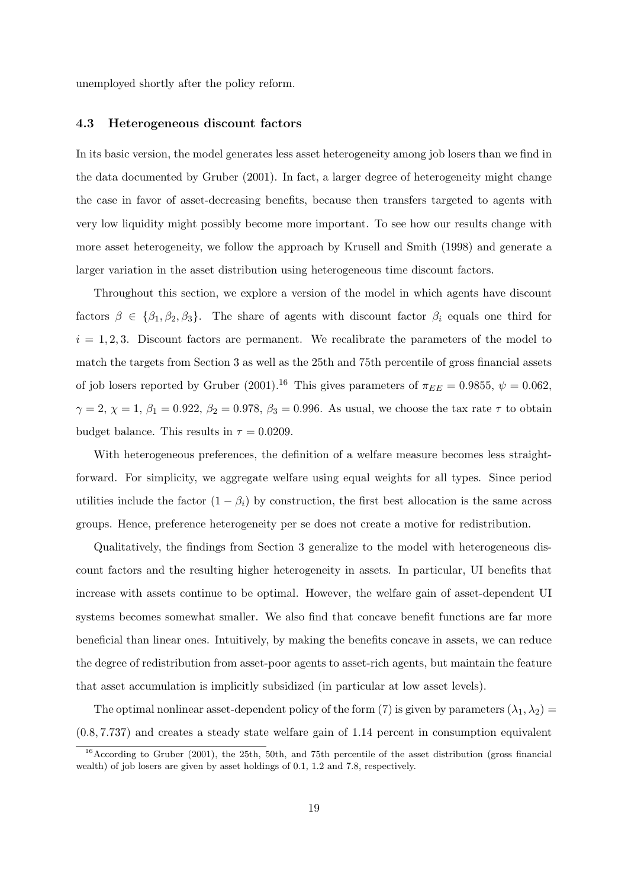unemployed shortly after the policy reform.

### 4.3 Heterogeneous discount factors

In its basic version, the model generates less asset heterogeneity among job losers than we find in the data documented by Gruber (2001). In fact, a larger degree of heterogeneity might change the case in favor of asset-decreasing benefits, because then transfers targeted to agents with very low liquidity might possibly become more important. To see how our results change with more asset heterogeneity, we follow the approach by Krusell and Smith (1998) and generate a larger variation in the asset distribution using heterogeneous time discount factors.

Throughout this section, we explore a version of the model in which agents have discount factors $\beta \in \{\beta_1, \beta_2, \beta_3\}$. The share of agents with discount factor $\beta_i$ equals one third for $i = 1, 2, 3$. Discount factors are permanent. We recalibrate the parameters of the model to match the targets from Section 3 as well as the 25th and 75th percentile of gross financial assets of job losers reported by Gruber (2001).[16] This gives parameters of $\pi_{EE} = 0.9855$, $\psi = 0.062$, $\gamma = 2$, $\chi = 1$, $\beta_1 = 0.922$, $\beta_2 = 0.978$, $\beta_3 = 0.996$. As usual, we choose the tax rate $\tau$ to obtain budget balance. This results in $\tau = 0.0209$.

With heterogeneous preferences, the definition of a welfare measure becomes less straightforward. For simplicity, we aggregate welfare using equal weights for all types. Since period utilities include the factor $(1 - \beta_i)$ by construction, the first best allocation is the same across groups. Hence, preference heterogeneity per se does not create a motive for redistribution.

Qualitatively, the findings from Section 3 generalize to the model with heterogeneous discount factors and the resulting higher heterogeneity in assets. In particular, UI benefits that increase with assets continue to be optimal. However, the welfare gain of asset-dependent UI systems becomes somewhat smaller. We also find that concave benefit functions are far more beneficial than linear ones. Intuitively, by making the benefits concave in assets, we can reduce the degree of redistribution from asset-poor agents to asset-rich agents, but maintain the feature that asset accumulation is implicitly subsidized (in particular at low asset levels).

The optimal nonlinear asset-dependent policy of the form (7) is given by parameters $(\lambda_1, \lambda_2) = (0.8, 7.737)$ and creates a steady state welfare gain of 1.14 percent in consumption equivalent

[16] According to Gruber (2001), the 25th, 50th, and 75th percentile of the asset distribution (gross financial wealth) of job losers are given by asset holdings of 0.1, 1.2 and 7.8, respectively.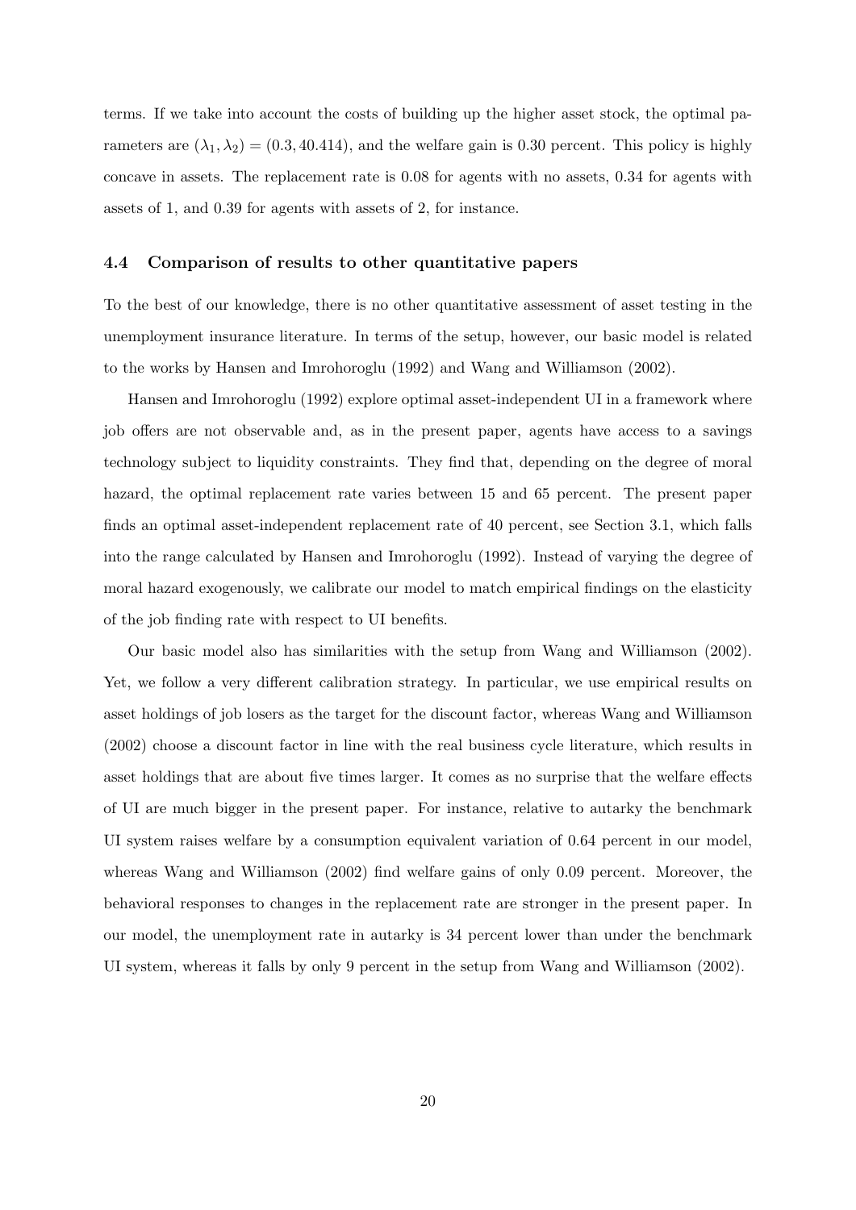terms. If we take into account the costs of building up the higher asset stock, the optimal parameters are $(\lambda_1, \lambda_2) = (0.3, 40.414)$, and the welfare gain is 0.30 percent. This policy is highly concave in assets. The replacement rate is 0.08 for agents with no assets, 0.34 for agents with assets of 1, and 0.39 for agents with assets of 2, for instance.

### 4.4 Comparison of results to other quantitative papers

To the best of our knowledge, there is no other quantitative assessment of asset testing in the unemployment insurance literature. In terms of the setup, however, our basic model is related to the works by Hansen and Imrohoroglu (1992) and Wang and Williamson (2002).

Hansen and Imrohoroglu (1992) explore optimal asset-independent UI in a framework where job offers are not observable and, as in the present paper, agents have access to a savings technology subject to liquidity constraints. They find that, depending on the degree of moral hazard, the optimal replacement rate varies between 15 and 65 percent. The present paper finds an optimal asset-independent replacement rate of 40 percent, see Section 3.1, which falls into the range calculated by Hansen and Imrohoroglu (1992). Instead of varying the degree of moral hazard exogenously, we calibrate our model to match empirical findings on the elasticity of the job finding rate with respect to UI benefits.

Our basic model also has similarities with the setup from Wang and Williamson (2002). Yet, we follow a very different calibration strategy. In particular, we use empirical results on asset holdings of job losers as the target for the discount factor, whereas Wang and Williamson (2002) choose a discount factor in line with the real business cycle literature, which results in asset holdings that are about five times larger. It comes as no surprise that the welfare effects of UI are much bigger in the present paper. For instance, relative to autarky the benchmark UI system raises welfare by a consumption equivalent variation of 0.64 percent in our model, whereas Wang and Williamson (2002) find welfare gains of only 0.09 percent. Moreover, the behavioral responses to changes in the replacement rate are stronger in the present paper. In our model, the unemployment rate in autarky is 34 percent lower than under the benchmark UI system, whereas it falls by only 9 percent in the setup from Wang and Williamson (2002).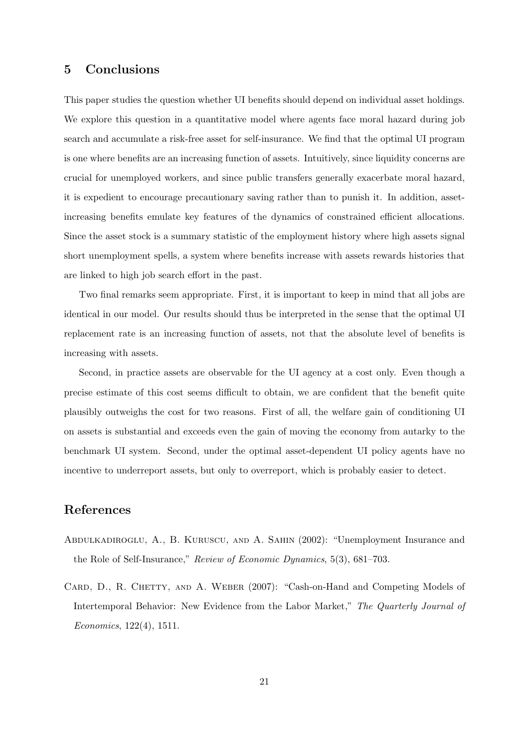## 5 Conclusions

This paper studies the question whether UI benefits should depend on individual asset holdings. We explore this question in a quantitative model where agents face moral hazard during job search and accumulate a risk-free asset for self-insurance. We find that the optimal UI program is one where benefits are an increasing function of assets. Intuitively, since liquidity concerns are crucial for unemployed workers, and since public transfers generally exacerbate moral hazard, it is expedient to encourage precautionary saving rather than to punish it. In addition, asset-increasing benefits emulate key features of the dynamics of constrained efficient allocations. Since the asset stock is a summary statistic of the employment history where high assets signal short unemployment spells, a system where benefits increase with assets rewards histories that are linked to high job search effort in the past.

Two final remarks seem appropriate. First, it is important to keep in mind that all jobs are identical in our model. Our results should thus be interpreted in the sense that the optimal UI replacement rate is an increasing function of assets, not that the absolute level of benefits is increasing with assets.

Second, in practice assets are observable for the UI agency at a cost only. Even though a precise estimate of this cost seems difficult to obtain, we are confident that the benefit quite plausibly outweighs the cost for two reasons. First of all, the welfare gain of conditioning UI on assets is substantial and exceeds even the gain of moving the economy from autarky to the benchmark UI system. Second, under the optimal asset-dependent UI policy agents have no incentive to underreport assets, but only to overreport, which is probably easier to detect.

## References

Abdulkadiroglu, A., B. Kuruscu, and A. Sahin (2002): "Unemployment Insurance and the Role of Self-Insurance," *Review of Economic Dynamics*, 5(3), 681–703.

Card, D., R. Chetty, and A. Weber (2007): "Cash-on-Hand and Competing Models of Intertemporal Behavior: New Evidence from the Labor Market," *The Quarterly Journal of Economics*, 122(4), 1511.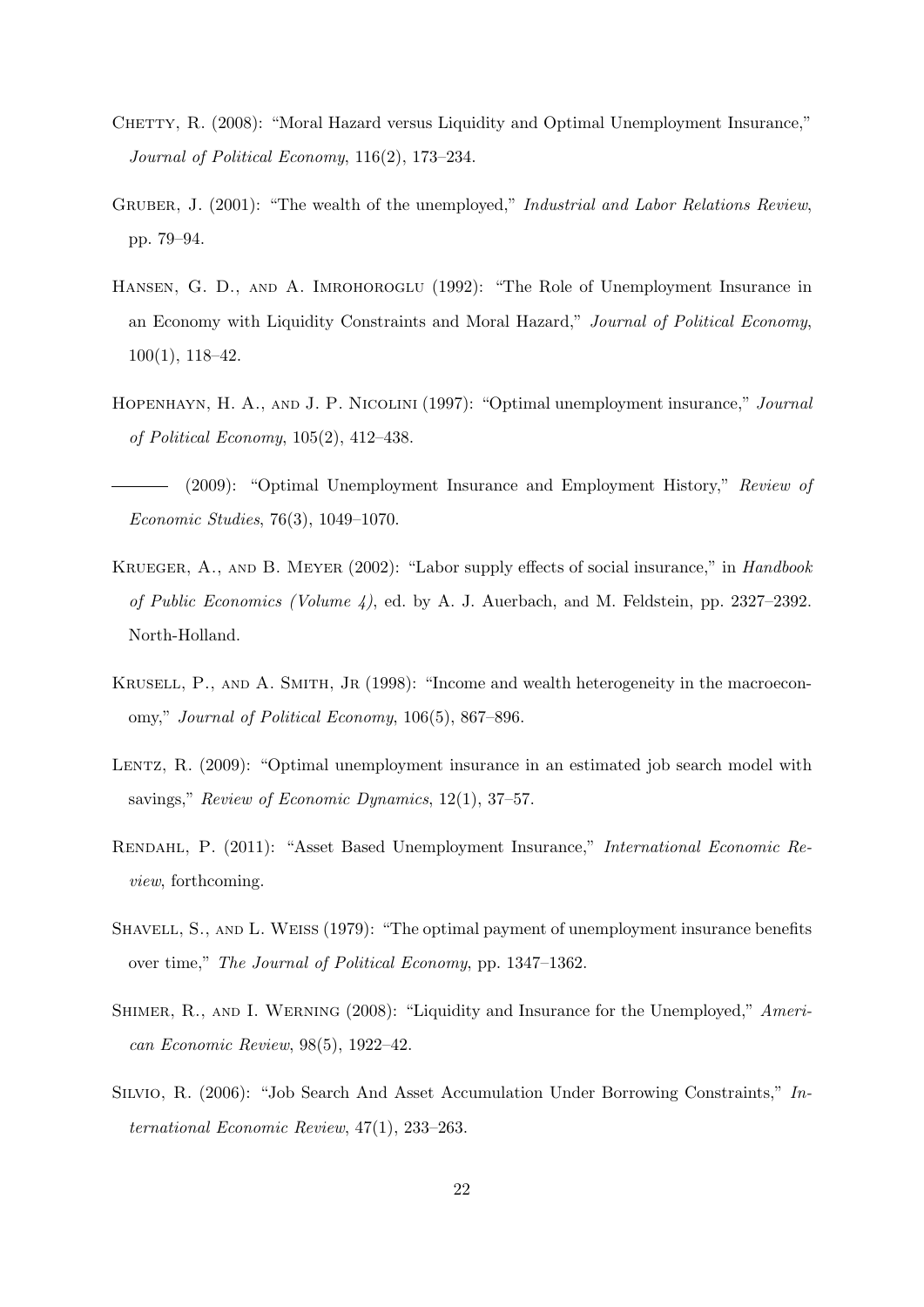Chetty, R. (2008): "Moral Hazard versus Liquidity and Optimal Unemployment Insurance," *Journal of Political Economy*, 116(2), 173–234.

Gruber, J. (2001): "The wealth of the unemployed," *Industrial and Labor Relations Review*, pp. 79–94.

Hansen, G. D., and A. Imrohoroglu (1992): "The Role of Unemployment Insurance in an Economy with Liquidity Constraints and Moral Hazard," *Journal of Political Economy*, 100(1), 118–42.

Hopenhayn, H. A., and J. P. Nicolini (1997): "Optimal unemployment insurance," *Journal of Political Economy*, 105(2), 412–438.

——— (2009): "Optimal Unemployment Insurance and Employment History," *Review of Economic Studies*, 76(3), 1049–1070.

Krueger, A., and B. Meyer (2002): "Labor supply effects of social insurance," in *Handbook of Public Economics (Volume 4)*, ed. by A. J. Auerbach, and M. Feldstein, pp. 2327–2392. North-Holland.

Krusell, P., and A. Smith, Jr (1998): "Income and wealth heterogeneity in the macroeconomy," *Journal of Political Economy*, 106(5), 867–896.

Lentz, R. (2009): "Optimal unemployment insurance in an estimated job search model with savings," *Review of Economic Dynamics*, 12(1), 37–57.

Rendahl, P. (2011): "Asset Based Unemployment Insurance," *International Economic Review*, forthcoming.

Shavell, S., and L. Weiss (1979): "The optimal payment of unemployment insurance benefits over time," *The Journal of Political Economy*, pp. 1347–1362.

Shimer, R., and I. Werning (2008): "Liquidity and Insurance for the Unemployed," *American Economic Review*, 98(5), 1922–42.

Silvio, R. (2006): "Job Search And Asset Accumulation Under Borrowing Constraints," *International Economic Review*, 47(1), 233–263.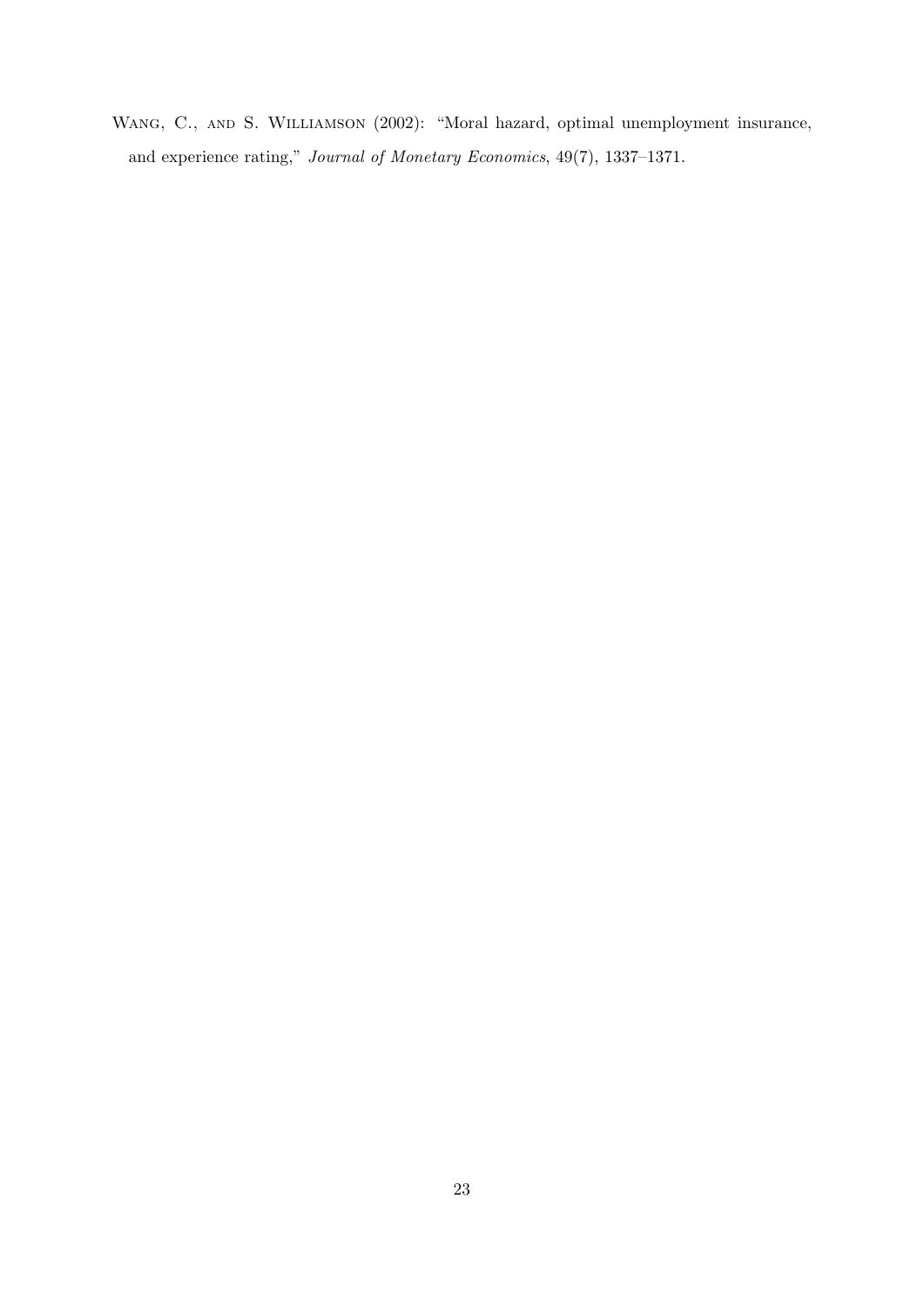Wang, C., and S. Williamson (2002): "Moral hazard, optimal unemployment insurance, and experience rating," *Journal of Monetary Economics*, 49(7), 1337–1371.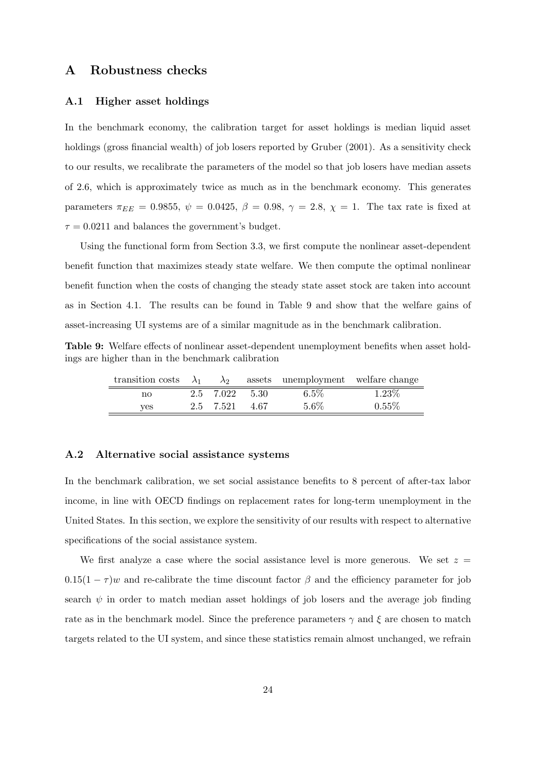# A Robustness checks

## A.1 Higher asset holdings

In the benchmark economy, the calibration target for asset holdings is median liquid asset holdings (gross financial wealth) of job losers reported by Gruber (2001). As a sensitivity check to our results, we recalibrate the parameters of the model so that job losers have median assets of 2.6, which is approximately twice as much as in the benchmark economy. This generates parameters $\pi_{EE} = 0.9855$, $\psi = 0.0425$, $\beta = 0.98$, $\gamma = 2.8$, $\chi = 1$. The tax rate is fixed at $\tau = 0.0211$ and balances the government's budget.

Using the functional form from Section 3.3, we first compute the nonlinear asset-dependent benefit function that maximizes steady state welfare. We then compute the optimal nonlinear benefit function when the costs of changing the steady state asset stock are taken into account as in Section 4.1. The results can be found in Table 9 and show that the welfare gains of asset-increasing UI systems are of a similar magnitude as in the benchmark calibration.

**Table 9:** Welfare effects of nonlinear asset-dependent unemployment benefits when asset holdings are higher than in the benchmark calibration

| transition costs | $\lambda_1$ | $\lambda_2$ | assets | unemployment | welfare change |
|---|---|---|---|---|---|
| no | 2.5 | 7.022 | 5.30 | 6.5% | 1.23% |
| yes | 2.5 | 7.521 | 4.67 | 5.6% | 0.55% |

## A.2 Alternative social assistance systems

In the benchmark calibration, we set social assistance benefits to 8 percent of after-tax labor income, in line with OECD findings on replacement rates for long-term unemployment in the United States. In this section, we explore the sensitivity of our results with respect to alternative specifications of the social assistance system.

We first analyze a case where the social assistance level is more generous. We set $z = 0.15(1-\tau)w$ and re-calibrate the time discount factor $\beta$ and the efficiency parameter for job search $\psi$ in order to match median asset holdings of job losers and the average job finding rate as in the benchmark model. Since the preference parameters $\gamma$ and $\xi$ are chosen to match targets related to the UI system, and since these statistics remain almost unchanged, we refrain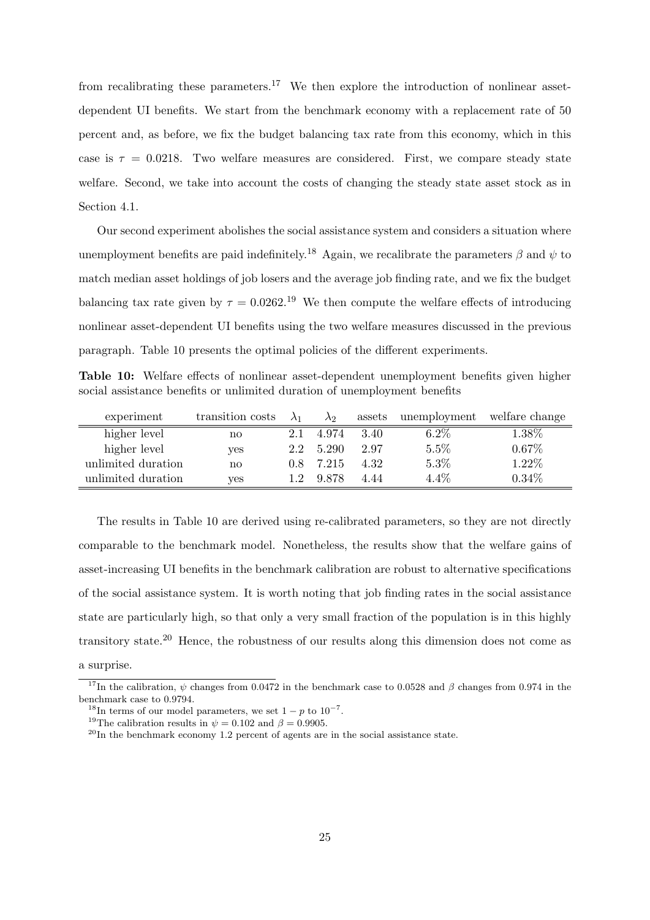from recalibrating these parameters.[17] We then explore the introduction of nonlinear asset-dependent UI benefits. We start from the benchmark economy with a replacement rate of 50 percent and, as before, we fix the budget balancing tax rate from this economy, which in this case is $\tau = 0.0218$. Two welfare measures are considered. First, we compare steady state welfare. Second, we take into account the costs of changing the steady state asset stock as in Section 4.1.

Our second experiment abolishes the social assistance system and considers a situation where unemployment benefits are paid indefinitely.[18] Again, we recalibrate the parameters $\beta$ and $\psi$ to match median asset holdings of job losers and the average job finding rate, and we fix the budget balancing tax rate given by $\tau = 0.0262$.[19] We then compute the welfare effects of introducing nonlinear asset-dependent UI benefits using the two welfare measures discussed in the previous paragraph. Table 10 presents the optimal policies of the different experiments.

**Table 10:** Welfare effects of nonlinear asset-dependent unemployment benefits given higher social assistance benefits or unlimited duration of unemployment benefits

| experiment | transition costs | $\lambda_1$ | $\lambda_2$ | assets | unemployment | welfare change |
|---|---|---|---|---|---|---|
| higher level | no | 2.1 | 4.974 | 3.40 | 6.2% | 1.38% |
| higher level | yes | 2.2 | 5.290 | 2.97 | 5.5% | 0.67% |
| unlimited duration | no | 0.8 | 7.215 | 4.32 | 5.3% | 1.22% |
| unlimited duration | yes | 1.2 | 9.878 | 4.44 | 4.4% | 0.34% |

The results in Table 10 are derived using re-calibrated parameters, so they are not directly comparable to the benchmark model. Nonetheless, the results show that the welfare gains of asset-increasing UI benefits in the benchmark calibration are robust to alternative specifications of the social assistance system. It is worth noting that job finding rates in the social assistance state are particularly high, so that only a very small fraction of the population is in this highly transitory state.[20] Hence, the robustness of our results along this dimension does not come as a surprise.

[17] In the calibration, $\psi$ changes from 0.0472 in the benchmark case to 0.0528 and $\beta$ changes from 0.974 in the benchmark case to 0.9794.

[18] In terms of our model parameters, we set $1 - p$ to $10^{-7}$.

[19] The calibration results in $\psi = 0.102$ and $\beta = 0.9905$.

[20] In the benchmark economy 1.2 percent of agents are in the social assistance state.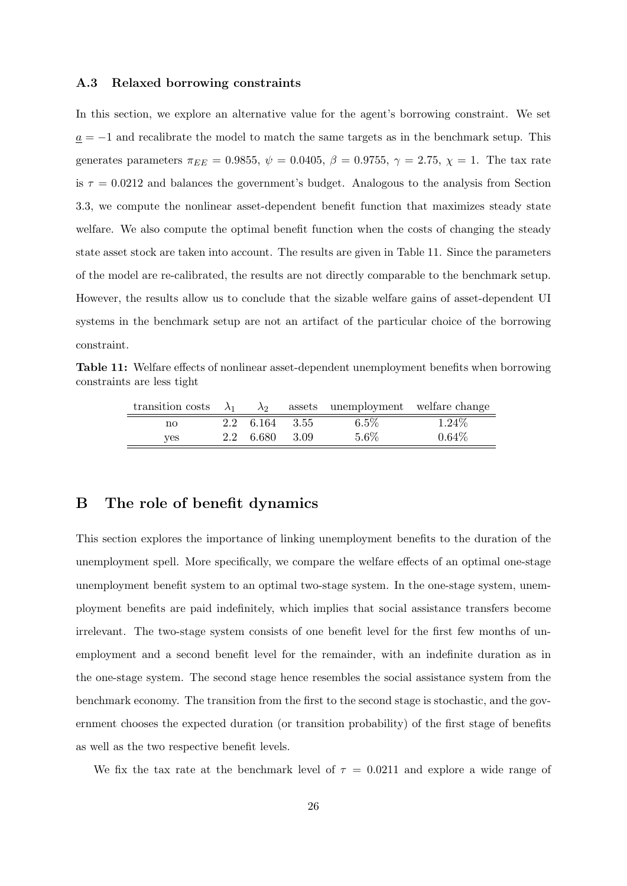### A.3 Relaxed borrowing constraints

In this section, we explore an alternative value for the agent's borrowing constraint. We set $\underline{a} = -1$ and recalibrate the model to match the same targets as in the benchmark setup. This generates parameters $\pi_{EE} = 0.9855$, $\psi = 0.0405$, $\beta = 0.9755$, $\gamma = 2.75$, $\chi = 1$. The tax rate is $\tau = 0.0212$ and balances the government's budget. Analogous to the analysis from Section 3.3, we compute the nonlinear asset-dependent benefit function that maximizes steady state welfare. We also compute the optimal benefit function when the costs of changing the steady state asset stock are taken into account. The results are given in Table 11. Since the parameters of the model are re-calibrated, the results are not directly comparable to the benchmark setup. However, the results allow us to conclude that the sizable welfare gains of asset-dependent UI systems in the benchmark setup are not an artifact of the particular choice of the borrowing constraint.

**Table 11:** Welfare effects of nonlinear asset-dependent unemployment benefits when borrowing constraints are less tight

| transition costs | $\lambda_1$ | $\lambda_2$ | assets | unemployment | welfare change |
|---|---|---|---|---|---|
| no | 2.2 | 6.164 | 3.55 | 6.5% | 1.24% |
| yes | 2.2 | 6.680 | 3.09 | 5.6% | 0.64% |

## B The role of benefit dynamics

This section explores the importance of linking unemployment benefits to the duration of the unemployment spell. More specifically, we compare the welfare effects of an optimal one-stage unemployment benefit system to an optimal two-stage system. In the one-stage system, unemployment benefits are paid indefinitely, which implies that social assistance transfers become irrelevant. The two-stage system consists of one benefit level for the first few months of unemployment and a second benefit level for the remainder, with an indefinite duration as in the one-stage system. The second stage hence resembles the social assistance system from the benchmark economy. The transition from the first to the second stage is stochastic, and the government chooses the expected duration (or transition probability) of the first stage of benefits as well as the two respective benefit levels.

We fix the tax rate at the benchmark level of $\tau = 0.0211$ and explore a wide range of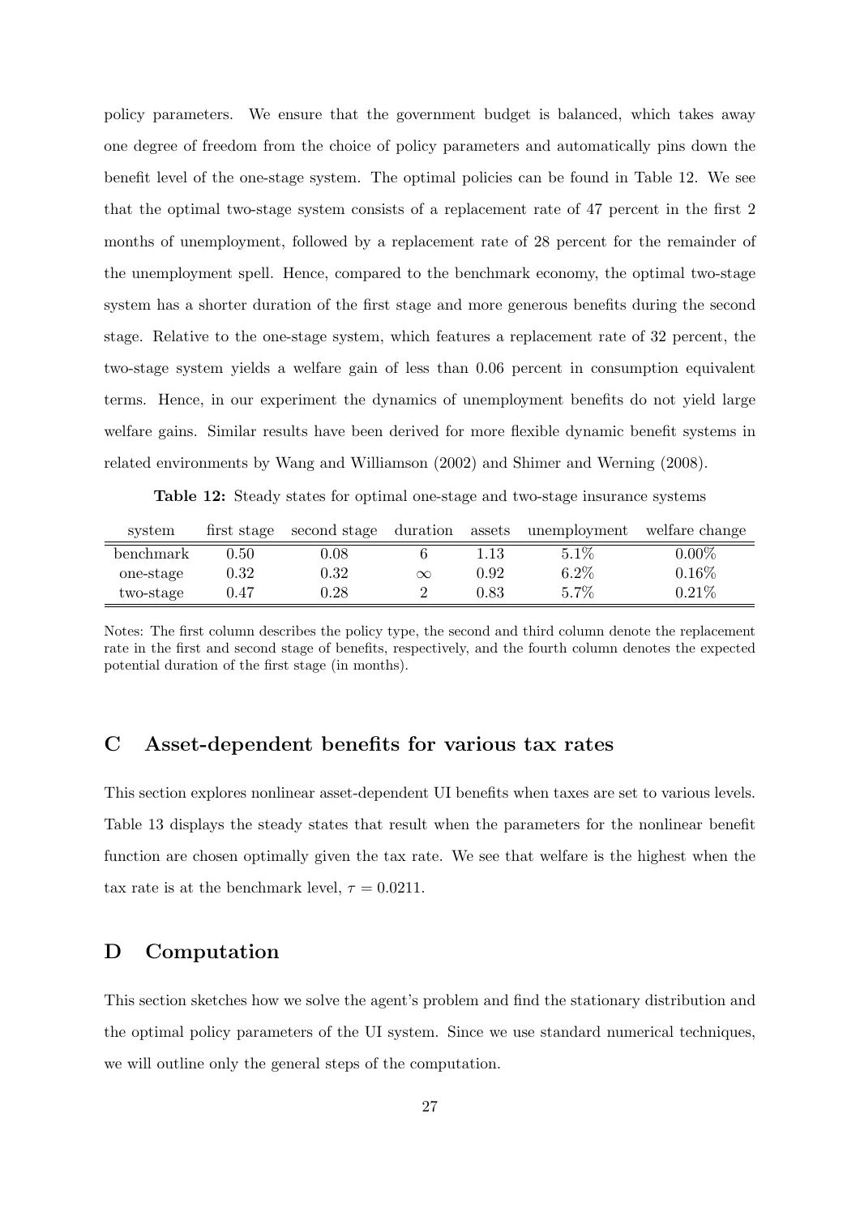policy parameters. We ensure that the government budget is balanced, which takes away one degree of freedom from the choice of policy parameters and automatically pins down the benefit level of the one-stage system. The optimal policies can be found in Table 12. We see that the optimal two-stage system consists of a replacement rate of 47 percent in the first 2 months of unemployment, followed by a replacement rate of 28 percent for the remainder of the unemployment spell. Hence, compared to the benchmark economy, the optimal two-stage system has a shorter duration of the first stage and more generous benefits during the second stage. Relative to the one-stage system, which features a replacement rate of 32 percent, the two-stage system yields a welfare gain of less than 0.06 percent in consumption equivalent terms. Hence, in our experiment the dynamics of unemployment benefits do not yield large welfare gains. Similar results have been derived for more flexible dynamic benefit systems in related environments by Wang and Williamson (2002) and Shimer and Werning (2008).

**Table 12:** Steady states for optimal one-stage and two-stage insurance systems

| system | first stage | second stage | duration | assets | unemployment | welfare change |
|---|---|---|---|---|---|---|
| benchmark | 0.50 | 0.08 | 6 | 1.13 | 5.1% | 0.00% |
| one-stage | 0.32 | 0.32 | $\infty$ | 0.92 | 6.2% | 0.16% |
| two-stage | 0.47 | 0.28 | 2 | 0.83 | 5.7% | 0.21% |

Notes: The first column describes the policy type, the second and third column denote the replacement rate in the first and second stage of benefits, respectively, and the fourth column denotes the expected potential duration of the first stage (in months).

## C Asset-dependent benefits for various tax rates

This section explores nonlinear asset-dependent UI benefits when taxes are set to various levels. Table 13 displays the steady states that result when the parameters for the nonlinear benefit function are chosen optimally given the tax rate. We see that welfare is the highest when the tax rate is at the benchmark level, $\tau = 0.0211$.

## D Computation

This section sketches how we solve the agent's problem and find the stationary distribution and the optimal policy parameters of the UI system. Since we use standard numerical techniques, we will outline only the general steps of the computation.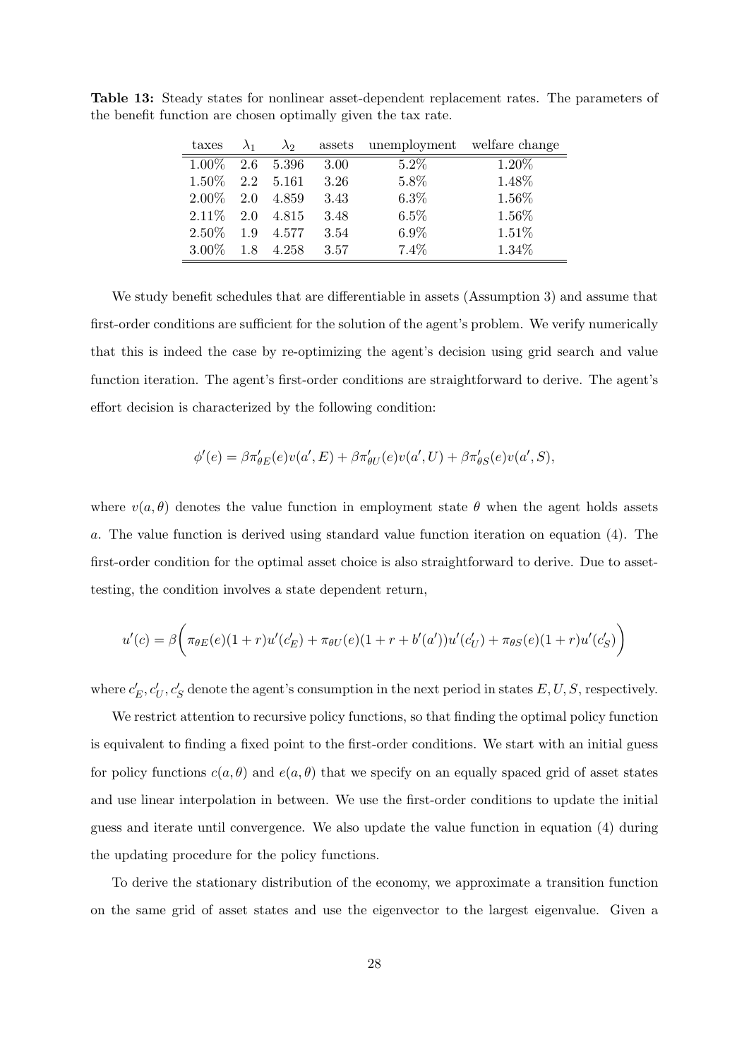**Table 13:** Steady states for nonlinear asset-dependent replacement rates. The parameters of the benefit function are chosen optimally given the tax rate.

| taxes | $\lambda_1$ | $\lambda_2$ | assets | unemployment | welfare change |
|---|---|---|---|---|---|
| 1.00% | 2.6 | 5.396 | 3.00 | 5.2% | 1.20% |
| 1.50% | 2.2 | 5.161 | 3.26 | 5.8% | 1.48% |
| 2.00% | 2.0 | 4.859 | 3.43 | 6.3% | 1.56% |
| 2.11% | 2.0 | 4.815 | 3.48 | 6.5% | 1.56% |
| 2.50% | 1.9 | 4.577 | 3.54 | 6.9% | 1.51% |
| 3.00% | 1.8 | 4.258 | 3.57 | 7.4% | 1.34% |

We study benefit schedules that are differentiable in assets (Assumption 3) and assume that first-order conditions are sufficient for the solution of the agent's problem. We verify numerically that this is indeed the case by re-optimizing the agent's decision using grid search and value function iteration. The agent's first-order conditions are straightforward to derive. The agent's effort decision is characterized by the following condition:

$$\phi'(e) = \beta\pi'_{\theta E}(e)v(a', E) + \beta\pi'_{\theta U}(e)v(a', U) + \beta\pi'_{\theta S}(e)v(a', S),$$

where $v(a, \theta)$ denotes the value function in employment state $\theta$ when the agent holds assets $a$. The value function is derived using standard value function iteration on equation (4). The first-order condition for the optimal asset choice is also straightforward to derive. Due to asset-testing, the condition involves a state dependent return,

$$u'(c) = \beta\bigg(\pi_{\theta E}(e)(1+r)u'(c'_E) + \pi_{\theta U}(e)(1+r+b'(a'))u'(c'_U) + \pi_{\theta S}(e)(1+r)u'(c'_S)\bigg)$$

where $c'_E, c'_U, c'_S$ denote the agent's consumption in the next period in states $E, U, S$, respectively.

We restrict attention to recursive policy functions, so that finding the optimal policy function is equivalent to finding a fixed point to the first-order conditions. We start with an initial guess for policy functions $c(a, \theta)$ and $e(a, \theta)$ that we specify on an equally spaced grid of asset states and use linear interpolation in between. We use the first-order conditions to update the initial guess and iterate until convergence. We also update the value function in equation (4) during the updating procedure for the policy functions.

To derive the stationary distribution of the economy, we approximate a transition function on the same grid of asset states and use the eigenvector to the largest eigenvalue. Given a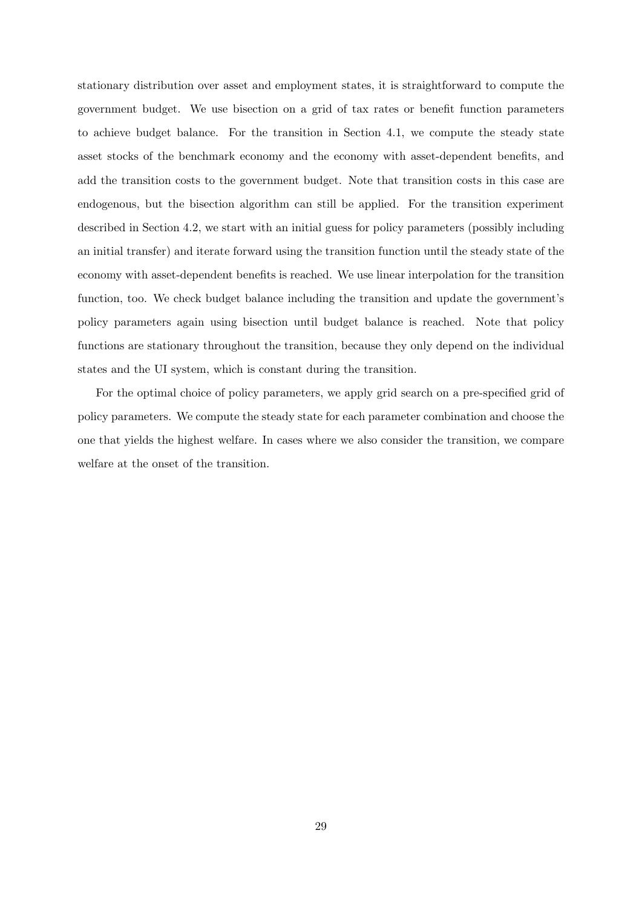stationary distribution over asset and employment states, it is straightforward to compute the government budget. We use bisection on a grid of tax rates or benefit function parameters to achieve budget balance. For the transition in Section 4.1, we compute the steady state asset stocks of the benchmark economy and the economy with asset-dependent benefits, and add the transition costs to the government budget. Note that transition costs in this case are endogenous, but the bisection algorithm can still be applied. For the transition experiment described in Section 4.2, we start with an initial guess for policy parameters (possibly including an initial transfer) and iterate forward using the transition function until the steady state of the economy with asset-dependent benefits is reached. We use linear interpolation for the transition function, too. We check budget balance including the transition and update the government's policy parameters again using bisection until budget balance is reached. Note that policy functions are stationary throughout the transition, because they only depend on the individual states and the UI system, which is constant during the transition.

For the optimal choice of policy parameters, we apply grid search on a pre-specified grid of policy parameters. We compute the steady state for each parameter combination and choose the one that yields the highest welfare. In cases where we also consider the transition, we compare welfare at the onset of the transition.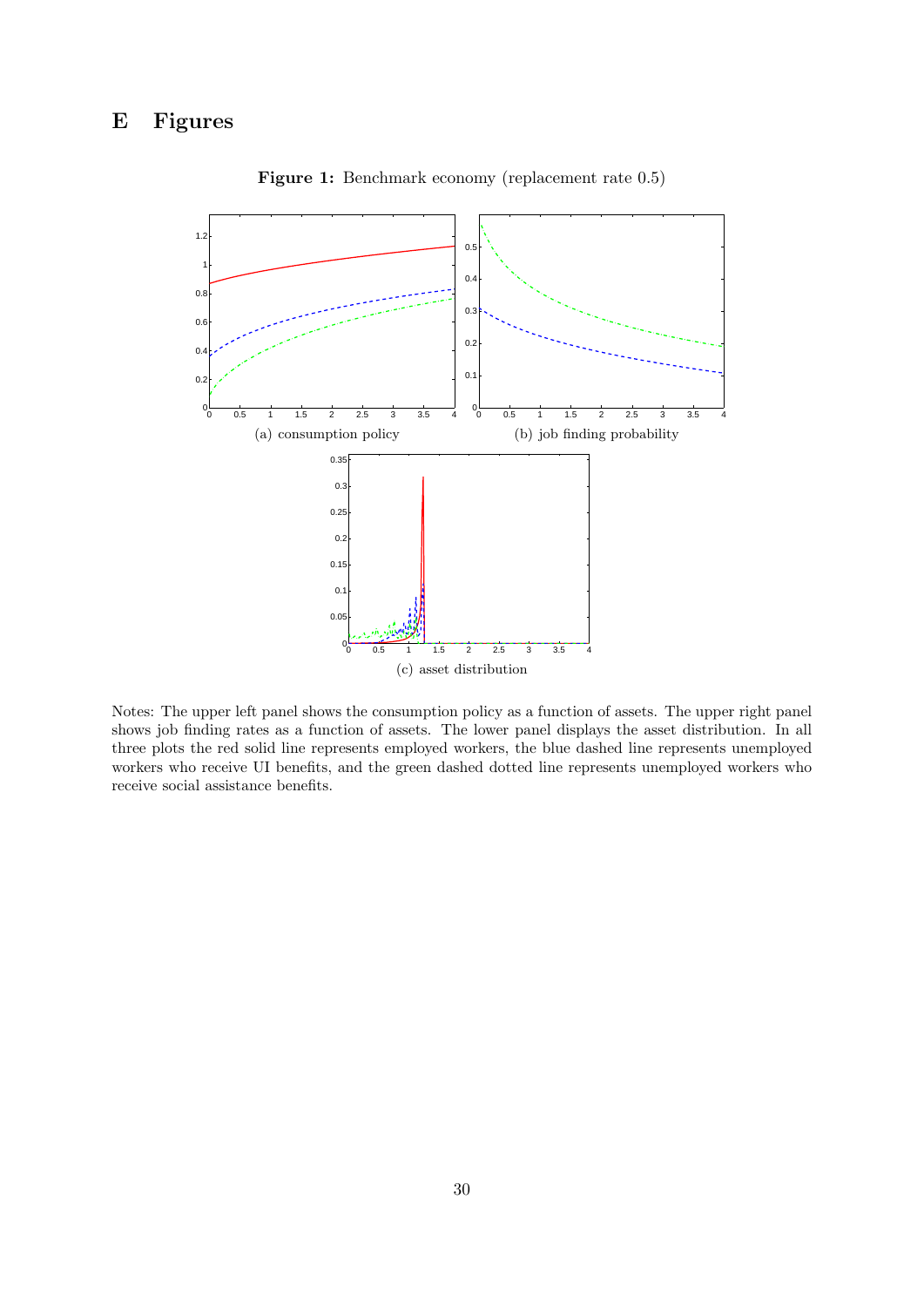# E Figures

**Figure 1:** Benchmark economy (replacement rate 0.5)

(a) consumption policy

(b) job finding probability

(c) asset distribution

Notes: The upper left panel shows the consumption policy as a function of assets. The upper right panel shows job finding rates as a function of assets. The lower panel displays the asset distribution. In all three plots the red solid line represents employed workers, the blue dashed line represents unemployed workers who receive UI benefits, and the green dashed dotted line represents unemployed workers who receive social assistance benefits.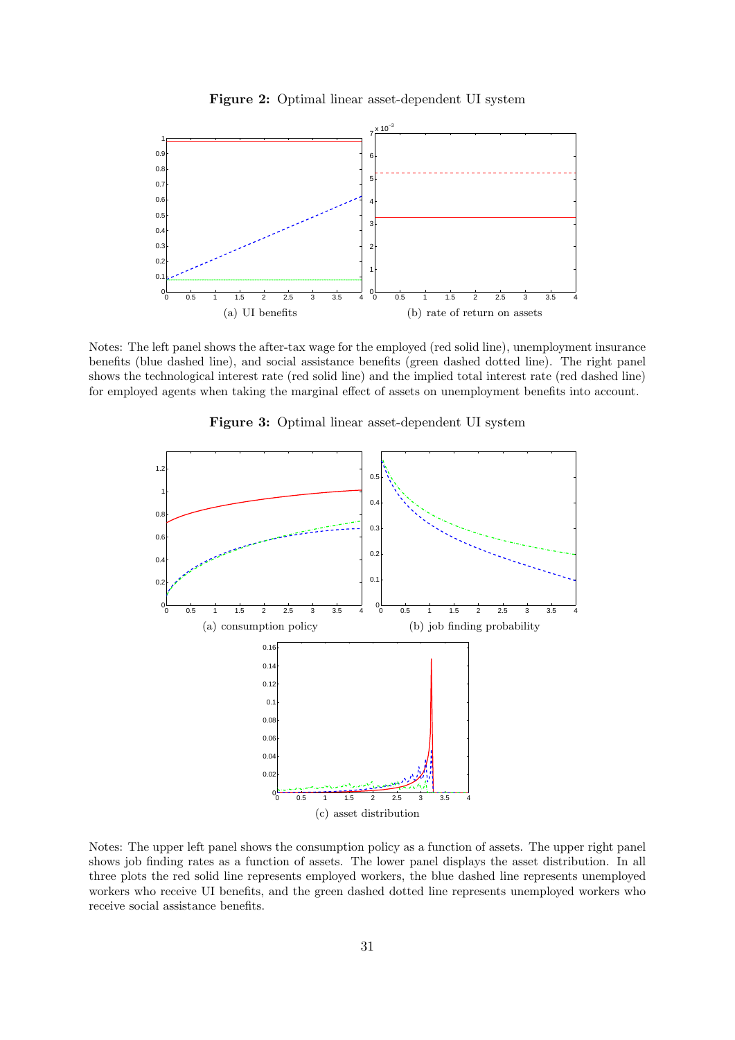**Figure 2:** Optimal linear asset-dependent UI system

(a) UI benefits

(b) rate of return on assets

Notes: The left panel shows the after-tax wage for the employed (red solid line), unemployment insurance benefits (blue dashed line), and social assistance benefits (green dashed dotted line). The right panel shows the technological interest rate (red solid line) and the implied total interest rate (red dashed line) for employed agents when taking the marginal effect of assets on unemployment benefits into account.

**Figure 3:** Optimal linear asset-dependent UI system

(a) consumption policy

(b) job finding probability

(c) asset distribution

Notes: The upper left panel shows the consumption policy as a function of assets. The upper right panel shows job finding rates as a function of assets. The lower panel displays the asset distribution. In all three plots the red solid line represents employed workers, the blue dashed line represents unemployed workers who receive UI benefits, and the green dashed dotted line represents unemployed workers who receive social assistance benefits.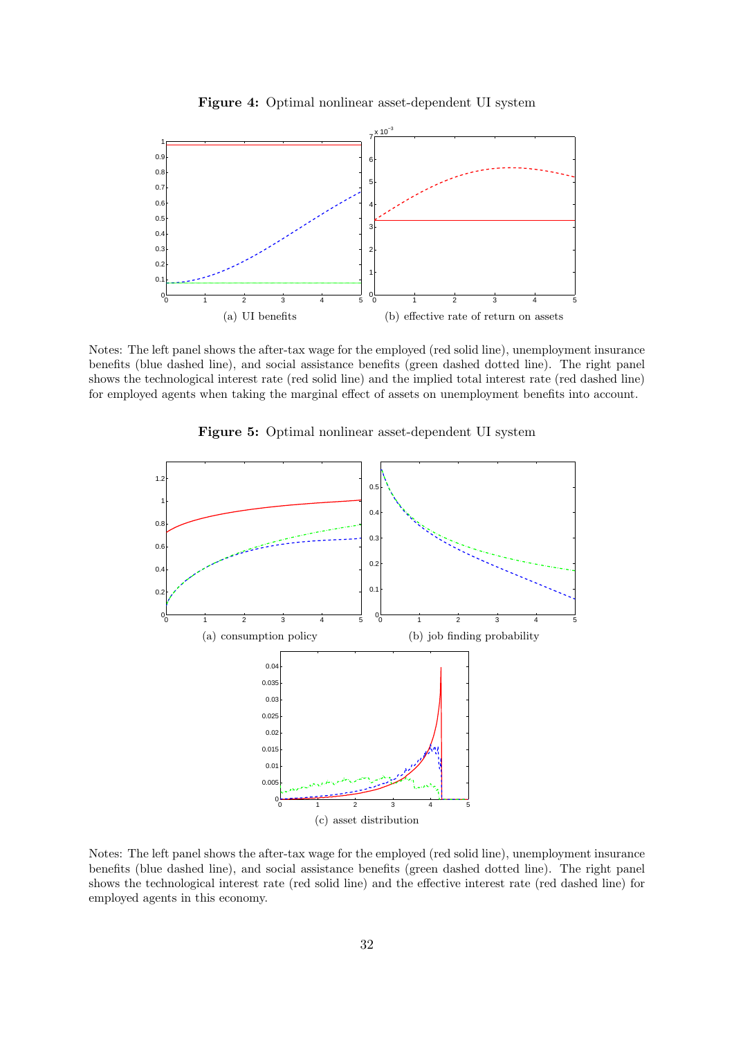**Figure 4:** Optimal nonlinear asset-dependent UI system

1
0.9
0.8
0.7
0.6
0.5
0.4
0.3
0.2
0.1
0
0 1 2 3 4 5

(a) UI benefits

x 10^-3
7
6
5
4
3
2
1
0
0 1 2 3 4 5

(b) effective rate of return on assets

Notes: The left panel shows the after-tax wage for the employed (red solid line), unemployment insurance benefits (blue dashed line), and social assistance benefits (green dashed dotted line). The right panel shows the technological interest rate (red solid line) and the implied total interest rate (red dashed line) for employed agents when taking the marginal effect of assets on unemployment benefits into account.

**Figure 5:** Optimal nonlinear asset-dependent UI system

1.2
1
0.8
0.6
0.4
0.2
0
0 1 2 3 4 5

(a) consumption policy

0.5
0.4
0.3
0.2
0.1
0
0 1 2 3 4 5

(b) job finding probability

0.04
0.035
0.03
0.025
0.02
0.015
0.01
0.005
0
0 1 2 3 4 5

(c) asset distribution

Notes: The left panel shows the after-tax wage for the employed (red solid line), unemployment insurance benefits (blue dashed line), and social assistance benefits (green dashed dotted line). The right panel shows the technological interest rate (red solid line) and the effective interest rate (red dashed line) for employed agents in this economy.